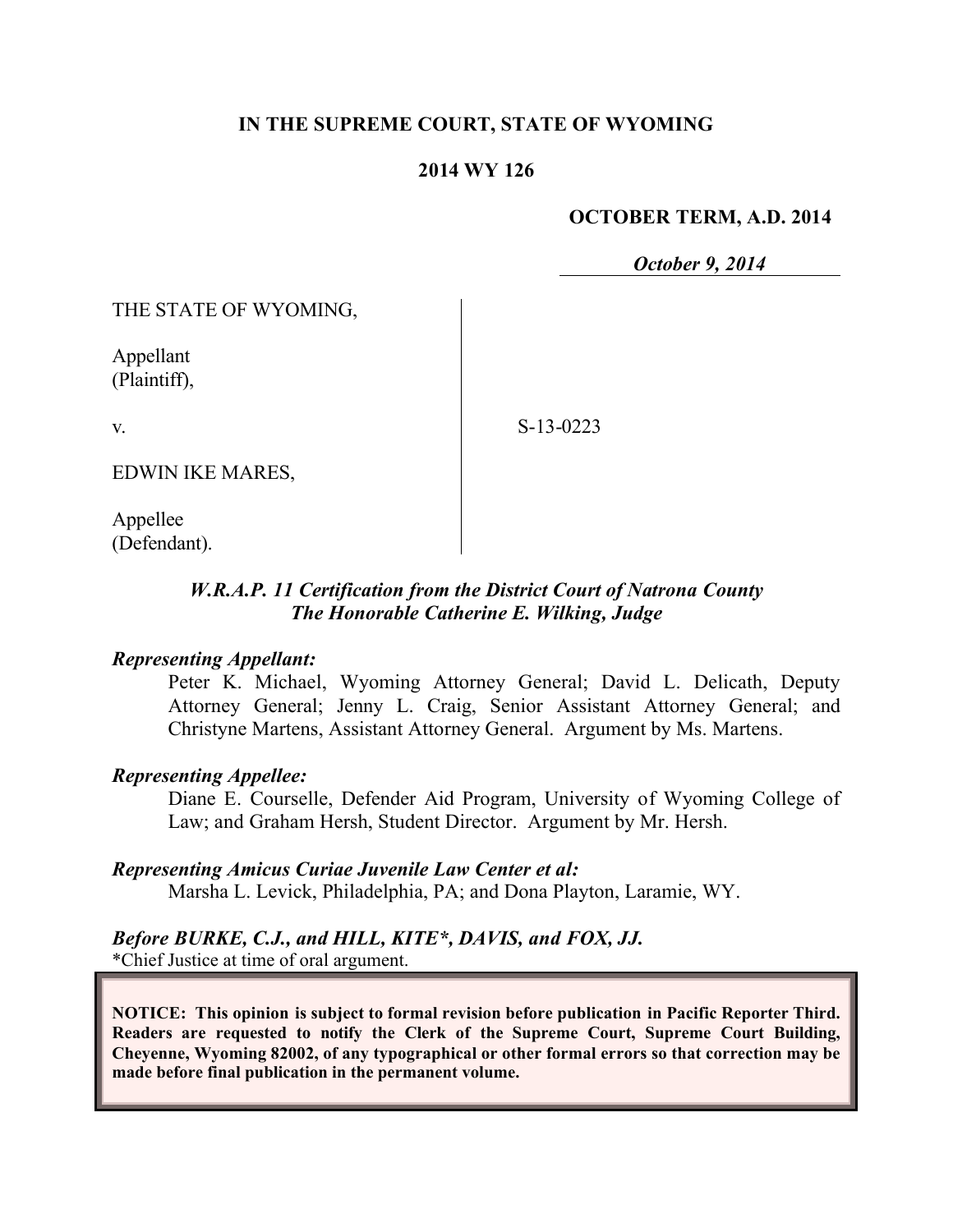**IN THE SUPREME COURT, STATE OF WYOMING**

**2014 WY 126**

**OCTOBER TERM, A.D. 2014**

***October 9, 2014***

THE STATE OF WYOMING,

Appellant
(Plaintiff),

v.

EDWIN IKE MARES,

Appellee
(Defendant).

S-13-0223

***W.R.A.P. 11 Certification from the District Court of Natrona County***
***The Honorable Catherine E. Wilking, Judge***

***Representing Appellant:***

Peter K. Michael, Wyoming Attorney General; David L. Delicath, Deputy Attorney General; Jenny L. Craig, Senior Assistant Attorney General; and Christyne Martens, Assistant Attorney General. Argument by Ms. Martens.

***Representing Appellee:***

Diane E. Courselle, Defender Aid Program, University of Wyoming College of Law; and Graham Hersh, Student Director. Argument by Mr. Hersh.

***Representing Amicus Curiae Juvenile Law Center et al:***

Marsha L. Levick, Philadelphia, PA; and Dona Playton, Laramie, WY.

***Before BURKE, C.J., and HILL, KITE\*, DAVIS, and FOX, JJ.***

\*Chief Justice at time of oral argument.

**NOTICE: This opinion is subject to formal revision before publication in Pacific Reporter Third. Readers are requested to notify the Clerk of the Supreme Court, Supreme Court Building, Cheyenne, Wyoming 82002, of any typographical or other formal errors so that correction may be made before final publication in the permanent volume.**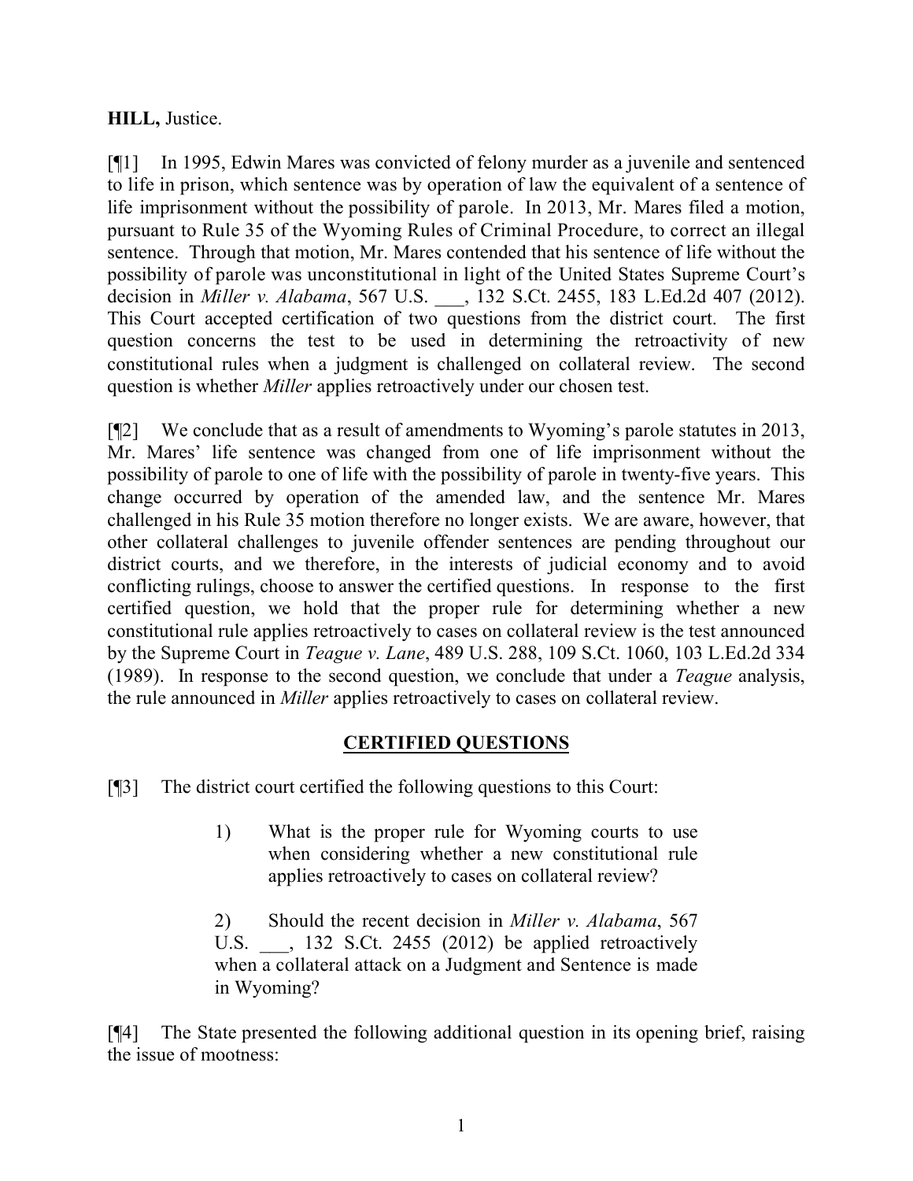**HILL,** Justice.

[¶1] In 1995, Edwin Mares was convicted of felony murder as a juvenile and sentenced to life in prison, which sentence was by operation of law the equivalent of a sentence of life imprisonment without the possibility of parole. In 2013, Mr. Mares filed a motion, pursuant to Rule 35 of the Wyoming Rules of Criminal Procedure, to correct an illegal sentence. Through that motion, Mr. Mares contended that his sentence of life without the possibility of parole was unconstitutional in light of the United States Supreme Court's decision in *Miller v. Alabama*, 567 U.S. ___, 132 S.Ct. 2455, 183 L.Ed.2d 407 (2012). This Court accepted certification of two questions from the district court. The first question concerns the test to be used in determining the retroactivity of new constitutional rules when a judgment is challenged on collateral review. The second question is whether *Miller* applies retroactively under our chosen test.

[¶2] We conclude that as a result of amendments to Wyoming's parole statutes in 2013, Mr. Mares' life sentence was changed from one of life imprisonment without the possibility of parole to one of life with the possibility of parole in twenty-five years. This change occurred by operation of the amended law, and the sentence Mr. Mares challenged in his Rule 35 motion therefore no longer exists. We are aware, however, that other collateral challenges to juvenile offender sentences are pending throughout our district courts, and we therefore, in the interests of judicial economy and to avoid conflicting rulings, choose to answer the certified questions. In response to the first certified question, we hold that the proper rule for determining whether a new constitutional rule applies retroactively to cases on collateral review is the test announced by the Supreme Court in *Teague v. Lane*, 489 U.S. 288, 109 S.Ct. 1060, 103 L.Ed.2d 334 (1989). In response to the second question, we conclude that under a *Teague* analysis, the rule announced in *Miller* applies retroactively to cases on collateral review.

## CERTIFIED QUESTIONS

[¶3] The district court certified the following questions to this Court:

> 1) What is the proper rule for Wyoming courts to use when considering whether a new constitutional rule applies retroactively to cases on collateral review?
>
> 2) Should the recent decision in *Miller v. Alabama*, 567 U.S. ___, 132 S.Ct. 2455 (2012) be applied retroactively when a collateral attack on a Judgment and Sentence is made in Wyoming?

[¶4] The State presented the following additional question in its opening brief, raising the issue of mootness: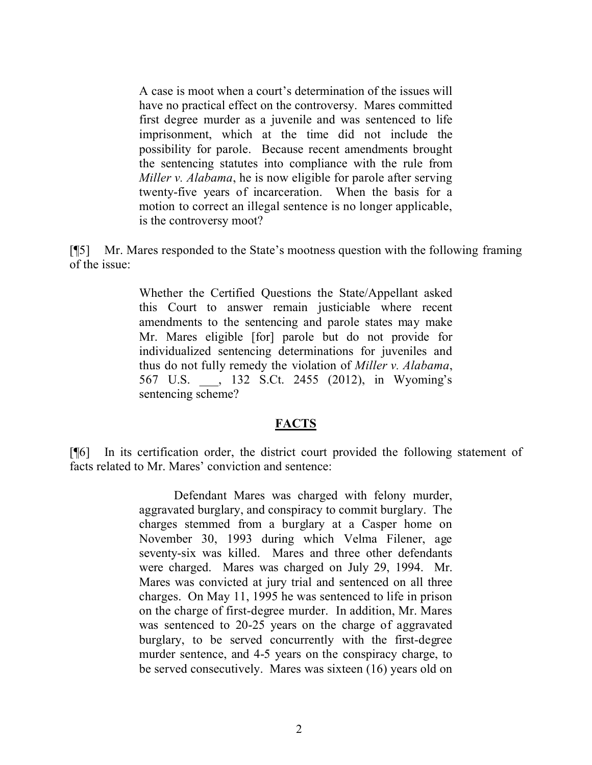> A case is moot when a court's determination of the issues will have no practical effect on the controversy. Mares committed first degree murder as a juvenile and was sentenced to life imprisonment, which at the time did not include the possibility for parole. Because recent amendments brought the sentencing statutes into compliance with the rule from *Miller v. Alabama*, he is now eligible for parole after serving twenty-five years of incarceration. When the basis for a motion to correct an illegal sentence is no longer applicable, is the controversy moot?

[¶5] Mr. Mares responded to the State's mootness question with the following framing of the issue:

> Whether the Certified Questions the State/Appellant asked this Court to answer remain justiciable where recent amendments to the sentencing and parole states may make Mr. Mares eligible [for] parole but do not provide for individualized sentencing determinations for juveniles and thus do not fully remedy the violation of *Miller v. Alabama*, 567 U.S. ___, 132 S.Ct. 2455 (2012), in Wyoming's sentencing scheme?

## FACTS

[¶6] In its certification order, the district court provided the following statement of facts related to Mr. Mares' conviction and sentence:

> Defendant Mares was charged with felony murder, aggravated burglary, and conspiracy to commit burglary. The charges stemmed from a burglary at a Casper home on November 30, 1993 during which Velma Filener, age seventy-six was killed. Mares and three other defendants were charged. Mares was charged on July 29, 1994. Mr. Mares was convicted at jury trial and sentenced on all three charges. On May 11, 1995 he was sentenced to life in prison on the charge of first-degree murder. In addition, Mr. Mares was sentenced to 20-25 years on the charge of aggravated burglary, to be served concurrently with the first-degree murder sentence, and 4-5 years on the conspiracy charge, to be served consecutively. Mares was sixteen (16) years old on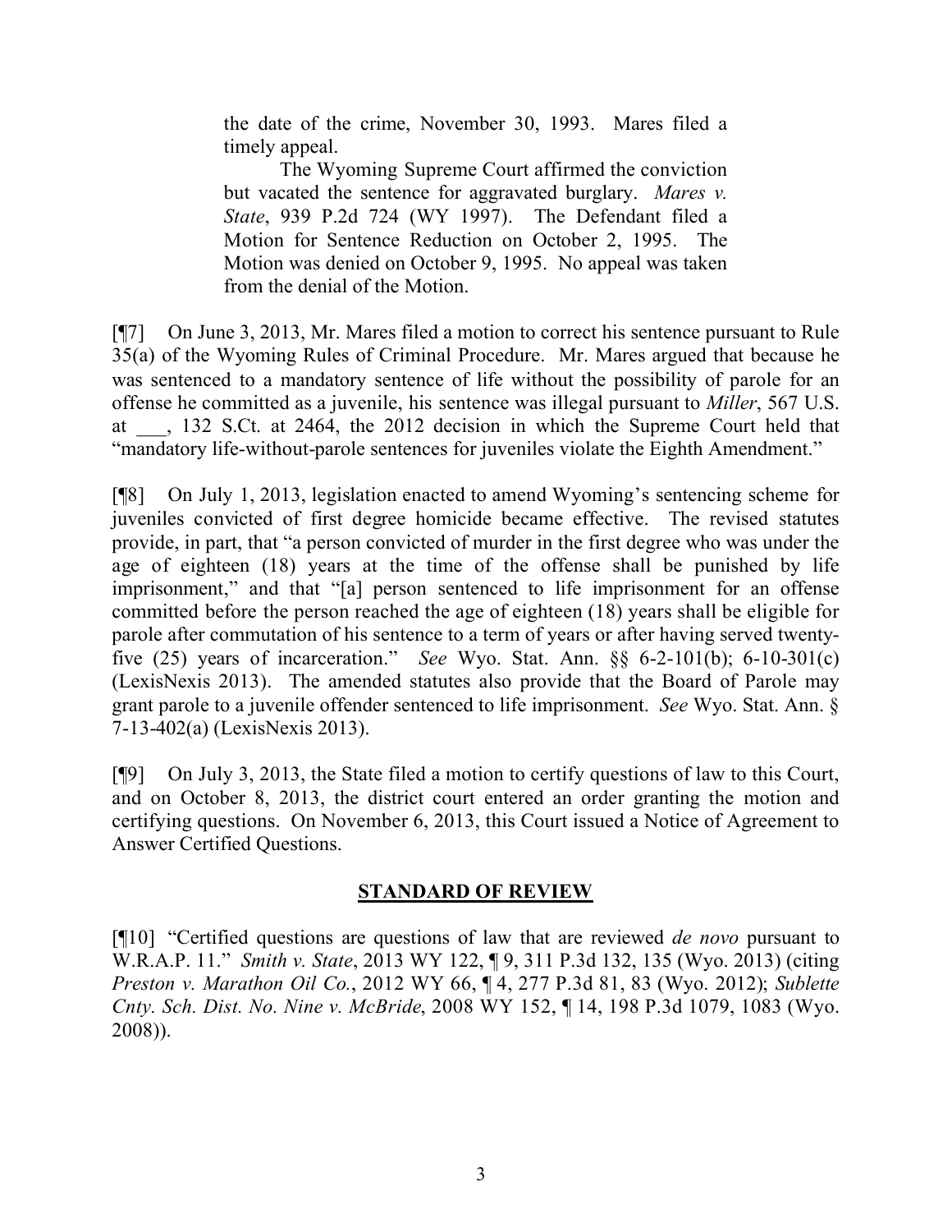> the date of the crime, November 30, 1993. Mares filed a timely appeal.
>
> The Wyoming Supreme Court affirmed the conviction but vacated the sentence for aggravated burglary. *Mares v. State*, 939 P.2d 724 (WY 1997). The Defendant filed a Motion for Sentence Reduction on October 2, 1995. The Motion was denied on October 9, 1995. No appeal was taken from the denial of the Motion.

[¶7] On June 3, 2013, Mr. Mares filed a motion to correct his sentence pursuant to Rule 35(a) of the Wyoming Rules of Criminal Procedure. Mr. Mares argued that because he was sentenced to a mandatory sentence of life without the possibility of parole for an offense he committed as a juvenile, his sentence was illegal pursuant to *Miller*, 567 U.S. at \_\_\_, 132 S.Ct. at 2464, the 2012 decision in which the Supreme Court held that "mandatory life-without-parole sentences for juveniles violate the Eighth Amendment."

[¶8] On July 1, 2013, legislation enacted to amend Wyoming's sentencing scheme for juveniles convicted of first degree homicide became effective. The revised statutes provide, in part, that "a person convicted of murder in the first degree who was under the age of eighteen (18) years at the time of the offense shall be punished by life imprisonment," and that "[a] person sentenced to life imprisonment for an offense committed before the person reached the age of eighteen (18) years shall be eligible for parole after commutation of his sentence to a term of years or after having served twenty-five (25) years of incarceration." *See* Wyo. Stat. Ann. §§ 6-2-101(b); 6-10-301(c) (LexisNexis 2013). The amended statutes also provide that the Board of Parole may grant parole to a juvenile offender sentenced to life imprisonment. *See* Wyo. Stat. Ann. § 7-13-402(a) (LexisNexis 2013).

[¶9] On July 3, 2013, the State filed a motion to certify questions of law to this Court, and on October 8, 2013, the district court entered an order granting the motion and certifying questions. On November 6, 2013, this Court issued a Notice of Agreement to Answer Certified Questions.

## STANDARD OF REVIEW

[¶10] "Certified questions are questions of law that are reviewed *de novo* pursuant to W.R.A.P. 11." *Smith v. State*, 2013 WY 122, ¶ 9, 311 P.3d 132, 135 (Wyo. 2013) (citing *Preston v. Marathon Oil Co.*, 2012 WY 66, ¶ 4, 277 P.3d 81, 83 (Wyo. 2012); *Sublette Cnty. Sch. Dist. No. Nine v. McBride*, 2008 WY 152, ¶ 14, 198 P.3d 1079, 1083 (Wyo. 2008)).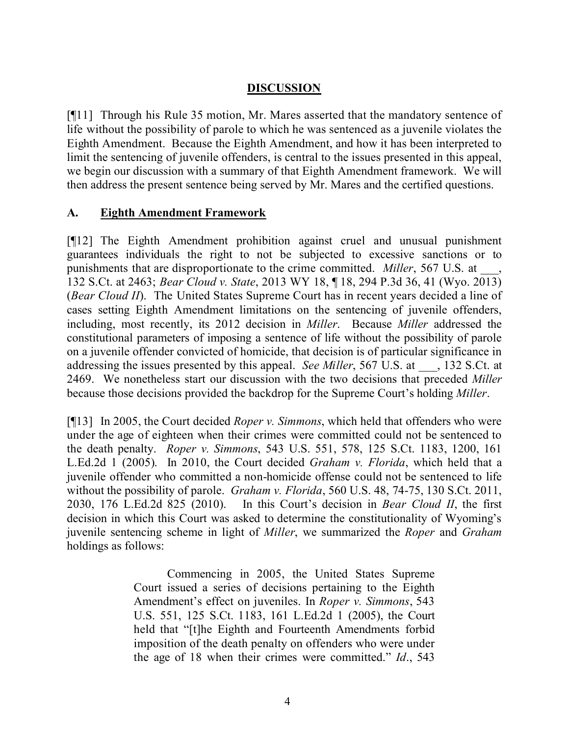## DISCUSSION

[¶11] Through his Rule 35 motion, Mr. Mares asserted that the mandatory sentence of life without the possibility of parole to which he was sentenced as a juvenile violates the Eighth Amendment. Because the Eighth Amendment, and how it has been interpreted to limit the sentencing of juvenile offenders, is central to the issues presented in this appeal, we begin our discussion with a summary of that Eighth Amendment framework. We will then address the present sentence being served by Mr. Mares and the certified questions.

### A. Eighth Amendment Framework

[¶12] The Eighth Amendment prohibition against cruel and unusual punishment guarantees individuals the right to not be subjected to excessive sanctions or to punishments that are disproportionate to the crime committed. *Miller*, 567 U.S. at ___, 132 S.Ct. at 2463; *Bear Cloud v. State*, 2013 WY 18, ¶ 18, 294 P.3d 36, 41 (Wyo. 2013) (*Bear Cloud II*). The United States Supreme Court has in recent years decided a line of cases setting Eighth Amendment limitations on the sentencing of juvenile offenders, including, most recently, its 2012 decision in *Miller*. Because *Miller* addressed the constitutional parameters of imposing a sentence of life without the possibility of parole on a juvenile offender convicted of homicide, that decision is of particular significance in addressing the issues presented by this appeal. *See Miller*, 567 U.S. at ___, 132 S.Ct. at 2469. We nonetheless start our discussion with the two decisions that preceded *Miller* because those decisions provided the backdrop for the Supreme Court's holding *Miller*.

[¶13] In 2005, the Court decided *Roper v. Simmons*, which held that offenders who were under the age of eighteen when their crimes were committed could not be sentenced to the death penalty. *Roper v. Simmons*, 543 U.S. 551, 578, 125 S.Ct. 1183, 1200, 161 L.Ed.2d 1 (2005). In 2010, the Court decided *Graham v. Florida*, which held that a juvenile offender who committed a non-homicide offense could not be sentenced to life without the possibility of parole. *Graham v. Florida*, 560 U.S. 48, 74-75, 130 S.Ct. 2011, 2030, 176 L.Ed.2d 825 (2010). In this Court's decision in *Bear Cloud II*, the first decision in which this Court was asked to determine the constitutionality of Wyoming's juvenile sentencing scheme in light of *Miller*, we summarized the *Roper* and *Graham* holdings as follows:

> Commencing in 2005, the United States Supreme Court issued a series of decisions pertaining to the Eighth Amendment's effect on juveniles. In *Roper v. Simmons*, 543 U.S. 551, 125 S.Ct. 1183, 161 L.Ed.2d 1 (2005), the Court held that "[t]he Eighth and Fourteenth Amendments forbid imposition of the death penalty on offenders who were under the age of 18 when their crimes were committed." *Id*., 543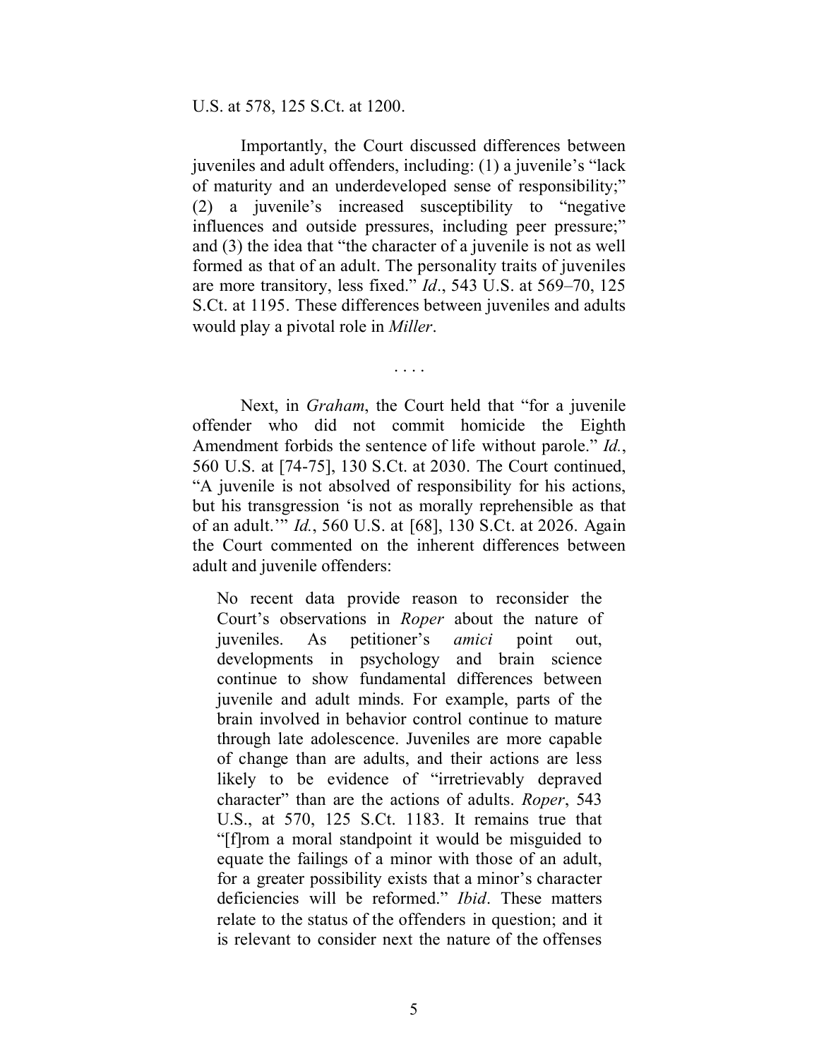U.S. at 578, 125 S.Ct. at 1200.

Importantly, the Court discussed differences between juveniles and adult offenders, including: (1) a juvenile's "lack of maturity and an underdeveloped sense of responsibility;" (2) a juvenile's increased susceptibility to "negative influences and outside pressures, including peer pressure;" and (3) the idea that "the character of a juvenile is not as well formed as that of an adult. The personality traits of juveniles are more transitory, less fixed." *Id*., 543 U.S. at 569–70, 125 S.Ct. at 1195. These differences between juveniles and adults would play a pivotal role in *Miller*.

. . . .

Next, in *Graham*, the Court held that "for a juvenile offender who did not commit homicide the Eighth Amendment forbids the sentence of life without parole." *Id.*, 560 U.S. at [74-75], 130 S.Ct. at 2030. The Court continued, "A juvenile is not absolved of responsibility for his actions, but his transgression 'is not as morally reprehensible as that of an adult.'" *Id.*, 560 U.S. at [68], 130 S.Ct. at 2026. Again the Court commented on the inherent differences between adult and juvenile offenders:

> No recent data provide reason to reconsider the Court's observations in *Roper* about the nature of juveniles. As petitioner's *amici* point out, developments in psychology and brain science continue to show fundamental differences between juvenile and adult minds. For example, parts of the brain involved in behavior control continue to mature through late adolescence. Juveniles are more capable of change than are adults, and their actions are less likely to be evidence of "irretrievably depraved character" than are the actions of adults. *Roper*, 543 U.S., at 570, 125 S.Ct. 1183. It remains true that "[f]rom a moral standpoint it would be misguided to equate the failings of a minor with those of an adult, for a greater possibility exists that a minor's character deficiencies will be reformed." *Ibid*. These matters relate to the status of the offenders in question; and it is relevant to consider next the nature of the offenses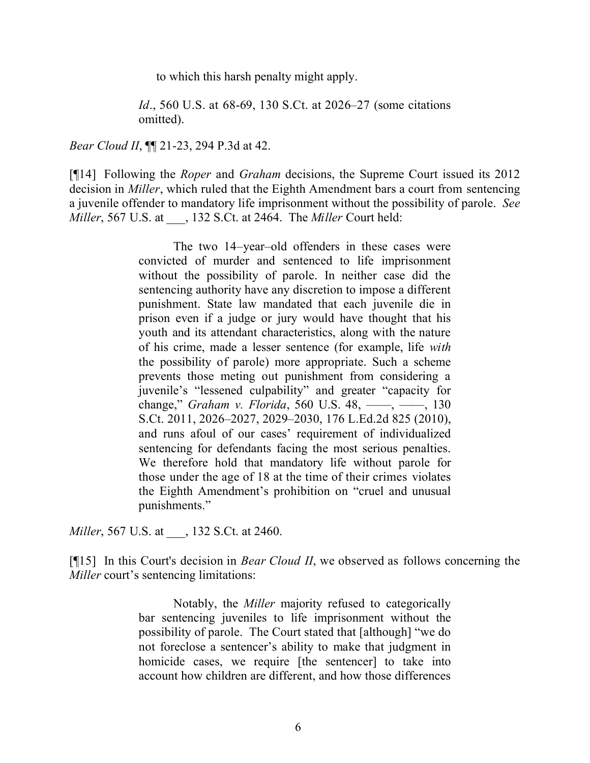> to which this harsh penalty might apply.
>
> *Id*., 560 U.S. at 68-69, 130 S.Ct. at 2026–27 (some citations omitted).

*Bear Cloud II*, ¶¶ 21-23, 294 P.3d at 42.

[¶14] Following the *Roper* and *Graham* decisions, the Supreme Court issued its 2012 decision in *Miller*, which ruled that the Eighth Amendment bars a court from sentencing a juvenile offender to mandatory life imprisonment without the possibility of parole. *See Miller*, 567 U.S. at ___, 132 S.Ct. at 2464. The *Miller* Court held:

> The two 14–year–old offenders in these cases were convicted of murder and sentenced to life imprisonment without the possibility of parole. In neither case did the sentencing authority have any discretion to impose a different punishment. State law mandated that each juvenile die in prison even if a judge or jury would have thought that his youth and its attendant characteristics, along with the nature of his crime, made a lesser sentence (for example, life *with* the possibility of parole) more appropriate. Such a scheme prevents those meting out punishment from considering a juvenile's "lessened culpability" and greater "capacity for change," *Graham v. Florida*, 560 U.S. 48, ––––, ––––, 130 S.Ct. 2011, 2026–2027, 2029–2030, 176 L.Ed.2d 825 (2010), and runs afoul of our cases' requirement of individualized sentencing for defendants facing the most serious penalties. We therefore hold that mandatory life without parole for those under the age of 18 at the time of their crimes violates the Eighth Amendment's prohibition on "cruel and unusual punishments."

*Miller*, 567 U.S. at ___, 132 S.Ct. at 2460.

[¶15] In this Court's decision in *Bear Cloud II*, we observed as follows concerning the *Miller* court's sentencing limitations:

> Notably, the *Miller* majority refused to categorically bar sentencing juveniles to life imprisonment without the possibility of parole. The Court stated that [although] "we do not foreclose a sentencer's ability to make that judgment in homicide cases, we require [the sentencer] to take into account how children are different, and how those differences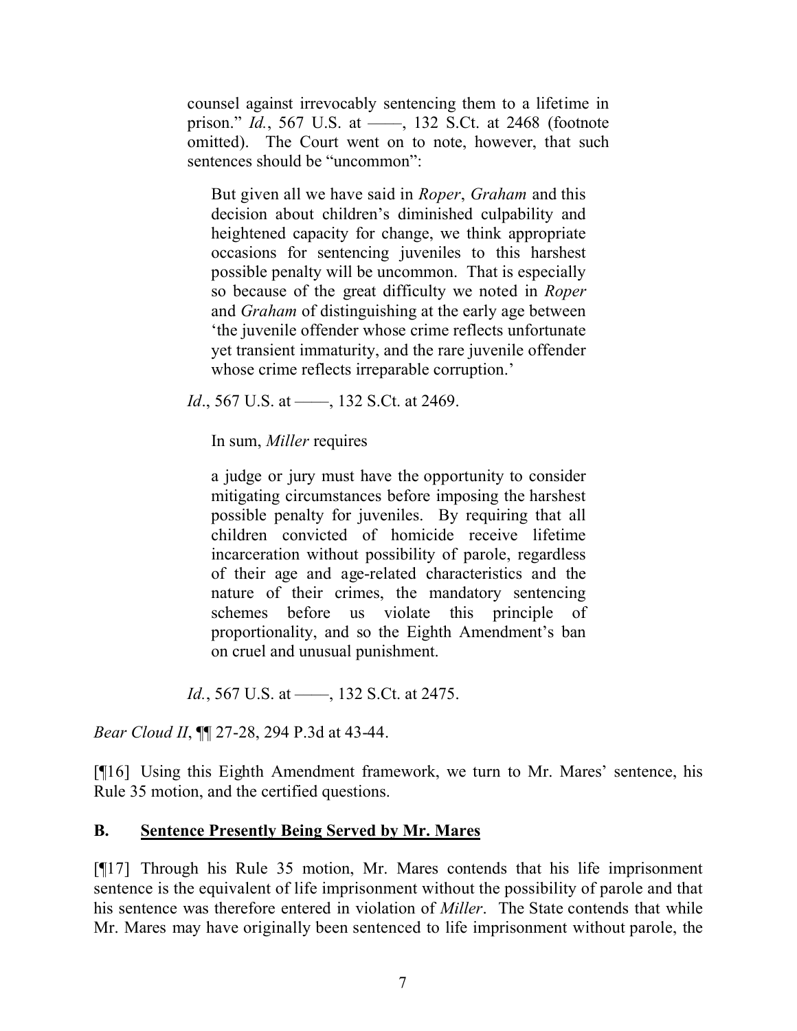counsel against irrevocably sentencing them to a lifetime in prison." *Id.*, 567 U.S. at ——, 132 S.Ct. at 2468 (footnote omitted). The Court went on to note, however, that such sentences should be "uncommon":

> But given all we have said in *Roper*, *Graham* and this decision about children's diminished culpability and heightened capacity for change, we think appropriate occasions for sentencing juveniles to this harshest possible penalty will be uncommon. That is especially so because of the great difficulty we noted in *Roper* and *Graham* of distinguishing at the early age between 'the juvenile offender whose crime reflects unfortunate yet transient immaturity, and the rare juvenile offender whose crime reflects irreparable corruption.'

*Id*., 567 U.S. at ——, 132 S.Ct. at 2469.

In sum, *Miller* requires

> a judge or jury must have the opportunity to consider mitigating circumstances before imposing the harshest possible penalty for juveniles. By requiring that all children convicted of homicide receive lifetime incarceration without possibility of parole, regardless of their age and age-related characteristics and the nature of their crimes, the mandatory sentencing schemes before us violate this principle of proportionality, and so the Eighth Amendment's ban on cruel and unusual punishment.

*Id.*, 567 U.S. at ——, 132 S.Ct. at 2475.

*Bear Cloud II*, ¶¶ 27-28, 294 P.3d at 43-44.

[¶16] Using this Eighth Amendment framework, we turn to Mr. Mares' sentence, his Rule 35 motion, and the certified questions.

## B. Sentence Presently Being Served by Mr. Mares

[¶17] Through his Rule 35 motion, Mr. Mares contends that his life imprisonment sentence is the equivalent of life imprisonment without the possibility of parole and that his sentence was therefore entered in violation of *Miller*. The State contends that while Mr. Mares may have originally been sentenced to life imprisonment without parole, the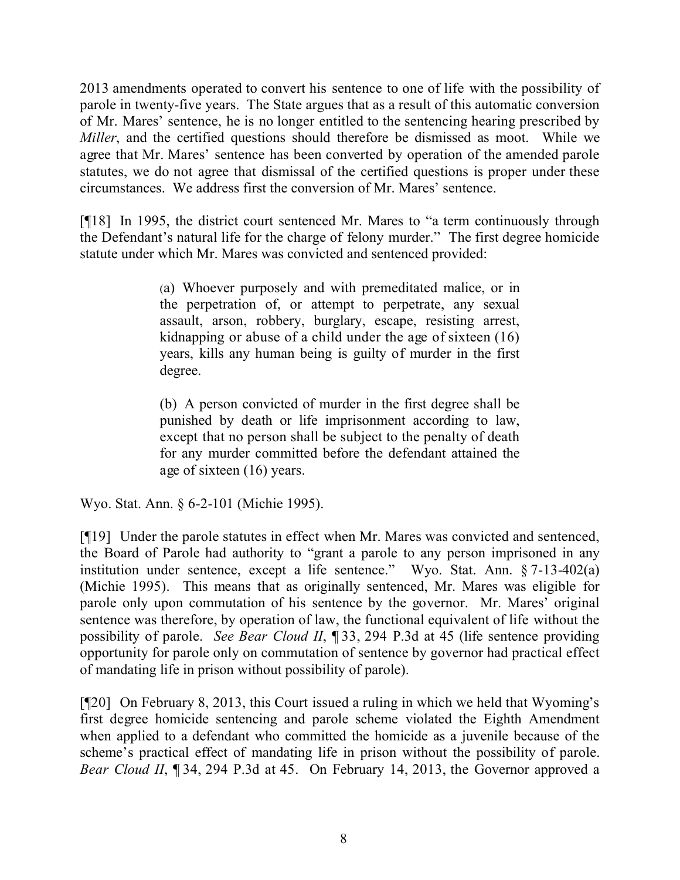2013 amendments operated to convert his sentence to one of life with the possibility of parole in twenty-five years. The State argues that as a result of this automatic conversion of Mr. Mares' sentence, he is no longer entitled to the sentencing hearing prescribed by *Miller*, and the certified questions should therefore be dismissed as moot. While we agree that Mr. Mares' sentence has been converted by operation of the amended parole statutes, we do not agree that dismissal of the certified questions is proper under these circumstances. We address first the conversion of Mr. Mares' sentence.

[¶18] In 1995, the district court sentenced Mr. Mares to "a term continuously through the Defendant's natural life for the charge of felony murder." The first degree homicide statute under which Mr. Mares was convicted and sentenced provided:

> (a) Whoever purposely and with premeditated malice, or in the perpetration of, or attempt to perpetrate, any sexual assault, arson, robbery, burglary, escape, resisting arrest, kidnapping or abuse of a child under the age of sixteen (16) years, kills any human being is guilty of murder in the first degree.
>
> (b) A person convicted of murder in the first degree shall be punished by death or life imprisonment according to law, except that no person shall be subject to the penalty of death for any murder committed before the defendant attained the age of sixteen (16) years.

Wyo. Stat. Ann. § 6-2-101 (Michie 1995).

[¶19] Under the parole statutes in effect when Mr. Mares was convicted and sentenced, the Board of Parole had authority to "grant a parole to any person imprisoned in any institution under sentence, except a life sentence." Wyo. Stat. Ann. § 7-13-402(a) (Michie 1995). This means that as originally sentenced, Mr. Mares was eligible for parole only upon commutation of his sentence by the governor. Mr. Mares' original sentence was therefore, by operation of law, the functional equivalent of life without the possibility of parole. *See Bear Cloud II*, ¶ 33, 294 P.3d at 45 (life sentence providing opportunity for parole only on commutation of sentence by governor had practical effect of mandating life in prison without possibility of parole).

[¶20] On February 8, 2013, this Court issued a ruling in which we held that Wyoming's first degree homicide sentencing and parole scheme violated the Eighth Amendment when applied to a defendant who committed the homicide as a juvenile because of the scheme's practical effect of mandating life in prison without the possibility of parole. *Bear Cloud II*, ¶ 34, 294 P.3d at 45. On February 14, 2013, the Governor approved a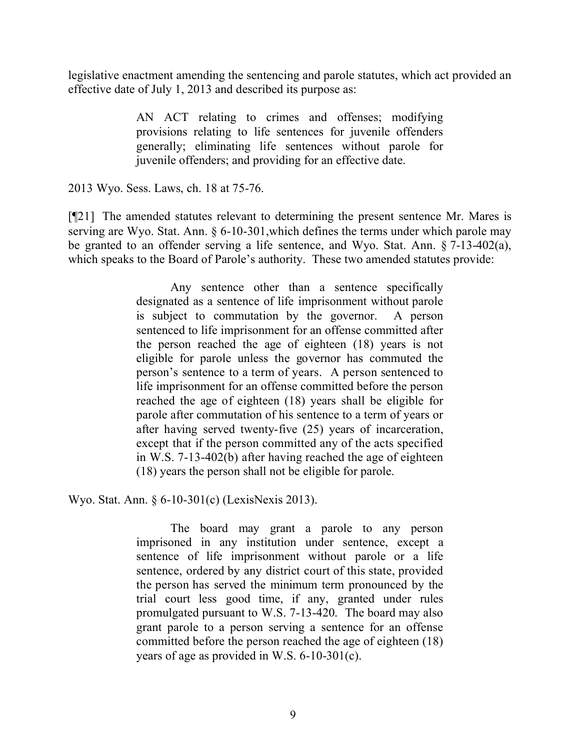legislative enactment amending the sentencing and parole statutes, which act provided an effective date of July 1, 2013 and described its purpose as:

> AN ACT relating to crimes and offenses; modifying provisions relating to life sentences for juvenile offenders generally; eliminating life sentences without parole for juvenile offenders; and providing for an effective date.

2013 Wyo. Sess. Laws, ch. 18 at 75-76.

[¶21] The amended statutes relevant to determining the present sentence Mr. Mares is serving are Wyo. Stat. Ann. § 6-10-301,which defines the terms under which parole may be granted to an offender serving a life sentence, and Wyo. Stat. Ann. § 7-13-402(a), which speaks to the Board of Parole's authority. These two amended statutes provide:

> Any sentence other than a sentence specifically designated as a sentence of life imprisonment without parole is subject to commutation by the governor. A person sentenced to life imprisonment for an offense committed after the person reached the age of eighteen (18) years is not eligible for parole unless the governor has commuted the person's sentence to a term of years. A person sentenced to life imprisonment for an offense committed before the person reached the age of eighteen (18) years shall be eligible for parole after commutation of his sentence to a term of years or after having served twenty-five (25) years of incarceration, except that if the person committed any of the acts specified in W.S. 7-13-402(b) after having reached the age of eighteen (18) years the person shall not be eligible for parole.

Wyo. Stat. Ann. § 6-10-301(c) (LexisNexis 2013).

> The board may grant a parole to any person imprisoned in any institution under sentence, except a sentence of life imprisonment without parole or a life sentence, ordered by any district court of this state, provided the person has served the minimum term pronounced by the trial court less good time, if any, granted under rules promulgated pursuant to W.S. 7-13-420. The board may also grant parole to a person serving a sentence for an offense committed before the person reached the age of eighteen (18) years of age as provided in W.S. 6-10-301(c).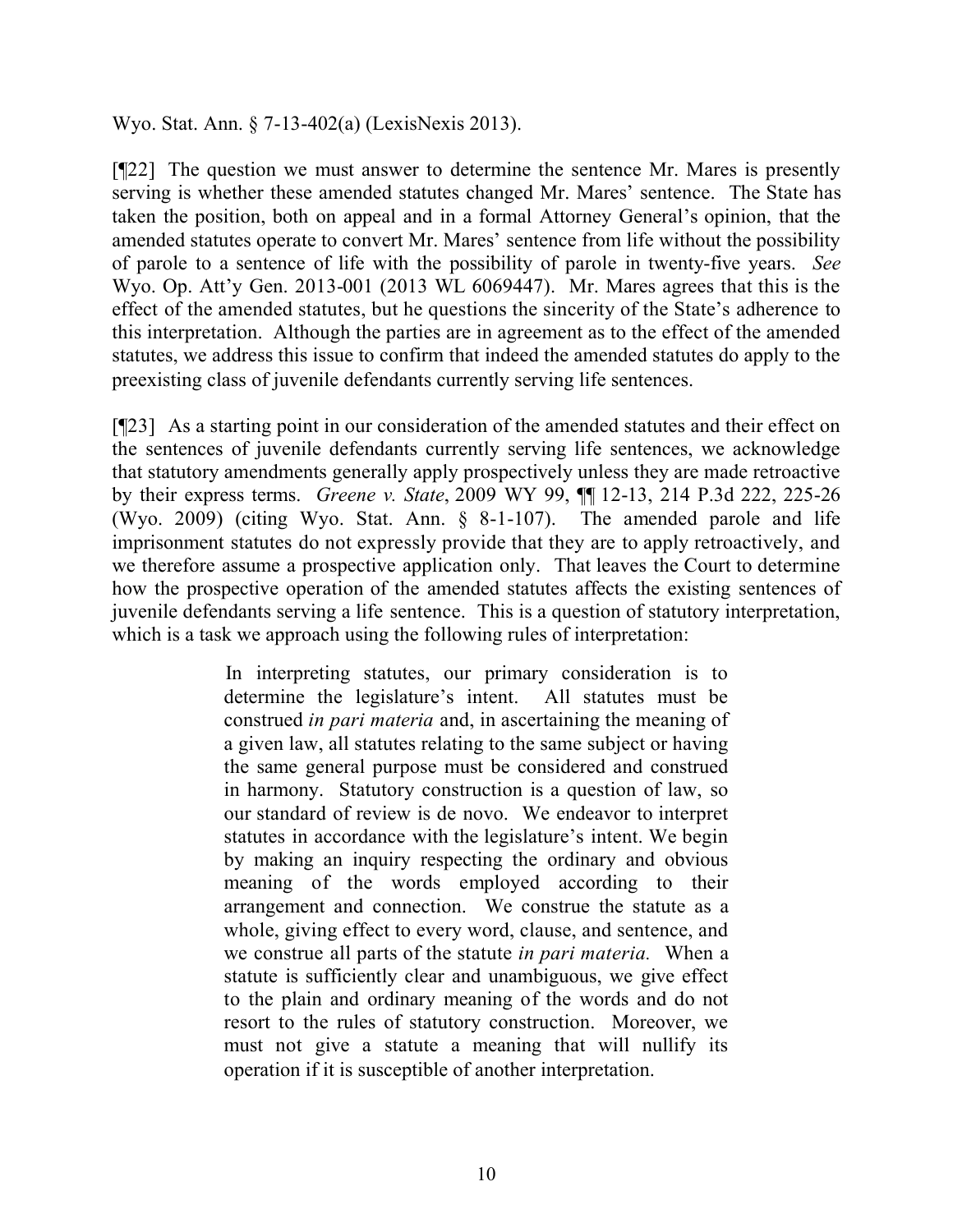Wyo. Stat. Ann. § 7-13-402(a) (LexisNexis 2013).

[¶22] The question we must answer to determine the sentence Mr. Mares is presently serving is whether these amended statutes changed Mr. Mares' sentence. The State has taken the position, both on appeal and in a formal Attorney General's opinion, that the amended statutes operate to convert Mr. Mares' sentence from life without the possibility of parole to a sentence of life with the possibility of parole in twenty-five years. *See* Wyo. Op. Att'y Gen. 2013-001 (2013 WL 6069447). Mr. Mares agrees that this is the effect of the amended statutes, but he questions the sincerity of the State's adherence to this interpretation. Although the parties are in agreement as to the effect of the amended statutes, we address this issue to confirm that indeed the amended statutes do apply to the preexisting class of juvenile defendants currently serving life sentences.

[¶23] As a starting point in our consideration of the amended statutes and their effect on the sentences of juvenile defendants currently serving life sentences, we acknowledge that statutory amendments generally apply prospectively unless they are made retroactive by their express terms. *Greene v. State*, 2009 WY 99, ¶¶ 12-13, 214 P.3d 222, 225-26 (Wyo. 2009) (citing Wyo. Stat. Ann. § 8-1-107). The amended parole and life imprisonment statutes do not expressly provide that they are to apply retroactively, and we therefore assume a prospective application only. That leaves the Court to determine how the prospective operation of the amended statutes affects the existing sentences of juvenile defendants serving a life sentence. This is a question of statutory interpretation, which is a task we approach using the following rules of interpretation:

> In interpreting statutes, our primary consideration is to determine the legislature's intent. All statutes must be construed *in pari materia* and, in ascertaining the meaning of a given law, all statutes relating to the same subject or having the same general purpose must be considered and construed in harmony. Statutory construction is a question of law, so our standard of review is de novo. We endeavor to interpret statutes in accordance with the legislature's intent. We begin by making an inquiry respecting the ordinary and obvious meaning of the words employed according to their arrangement and connection. We construe the statute as a whole, giving effect to every word, clause, and sentence, and we construe all parts of the statute *in pari materia.* When a statute is sufficiently clear and unambiguous, we give effect to the plain and ordinary meaning of the words and do not resort to the rules of statutory construction. Moreover, we must not give a statute a meaning that will nullify its operation if it is susceptible of another interpretation.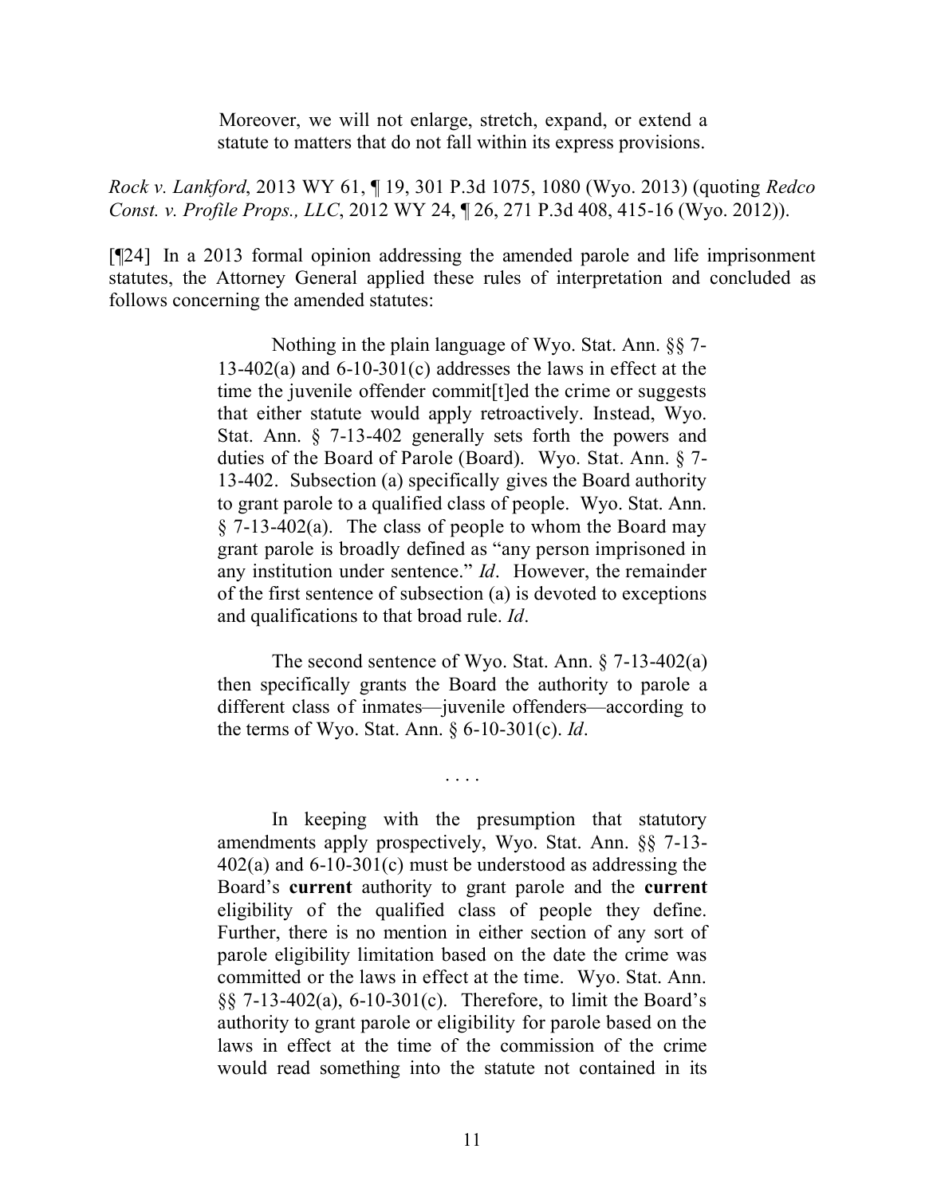> Moreover, we will not enlarge, stretch, expand, or extend a statute to matters that do not fall within its express provisions.

*Rock v. Lankford*, 2013 WY 61, ¶ 19, 301 P.3d 1075, 1080 (Wyo. 2013) (quoting *Redco Const. v. Profile Props., LLC*, 2012 WY 24, ¶ 26, 271 P.3d 408, 415-16 (Wyo. 2012)).

[¶24] In a 2013 formal opinion addressing the amended parole and life imprisonment statutes, the Attorney General applied these rules of interpretation and concluded as follows concerning the amended statutes:

> Nothing in the plain language of Wyo. Stat. Ann. §§ 7-13-402(a) and 6-10-301(c) addresses the laws in effect at the time the juvenile offender commit[t]ed the crime or suggests that either statute would apply retroactively. Instead, Wyo. Stat. Ann. § 7-13-402 generally sets forth the powers and duties of the Board of Parole (Board). Wyo. Stat. Ann. § 7-13-402. Subsection (a) specifically gives the Board authority to grant parole to a qualified class of people. Wyo. Stat. Ann. § 7-13-402(a). The class of people to whom the Board may grant parole is broadly defined as "any person imprisoned in any institution under sentence." *Id*. However, the remainder of the first sentence of subsection (a) is devoted to exceptions and qualifications to that broad rule. *Id*.
>
> The second sentence of Wyo. Stat. Ann. § 7-13-402(a) then specifically grants the Board the authority to parole a different class of inmates—juvenile offenders—according to the terms of Wyo. Stat. Ann. § 6-10-301(c). *Id*.
>
> . . . .
>
> In keeping with the presumption that statutory amendments apply prospectively, Wyo. Stat. Ann. §§ 7-13-402(a) and 6-10-301(c) must be understood as addressing the Board's **current** authority to grant parole and the **current** eligibility of the qualified class of people they define. Further, there is no mention in either section of any sort of parole eligibility limitation based on the date the crime was committed or the laws in effect at the time. Wyo. Stat. Ann. §§ 7-13-402(a), 6-10-301(c). Therefore, to limit the Board's authority to grant parole or eligibility for parole based on the laws in effect at the time of the commission of the crime would read something into the statute not contained in its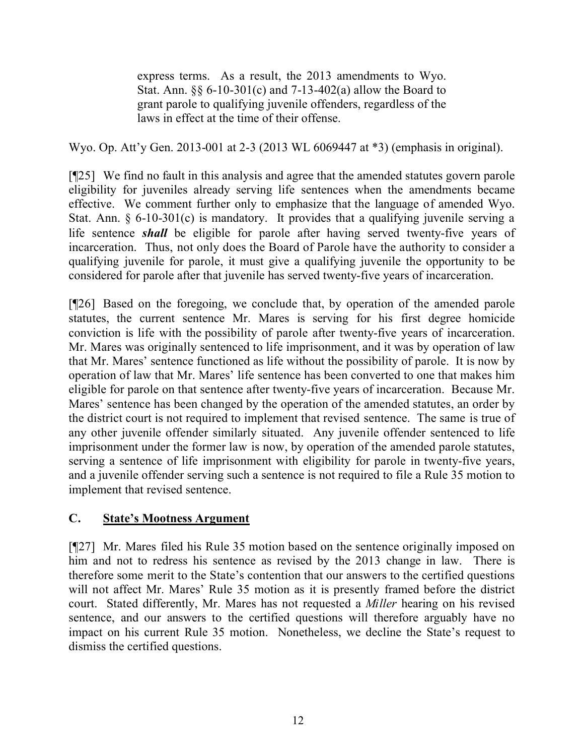> express terms. As a result, the 2013 amendments to Wyo. Stat. Ann. §§ 6-10-301(c) and 7-13-402(a) allow the Board to grant parole to qualifying juvenile offenders, regardless of the laws in effect at the time of their offense.

Wyo. Op. Att'y Gen. 2013-001 at 2-3 (2013 WL 6069447 at *3) (emphasis in original).

[¶25] We find no fault in this analysis and agree that the amended statutes govern parole eligibility for juveniles already serving life sentences when the amendments became effective. We comment further only to emphasize that the language of amended Wyo. Stat. Ann. § 6-10-301(c) is mandatory. It provides that a qualifying juvenile serving a life sentence ***shall*** be eligible for parole after having served twenty-five years of incarceration. Thus, not only does the Board of Parole have the authority to consider a qualifying juvenile for parole, it must give a qualifying juvenile the opportunity to be considered for parole after that juvenile has served twenty-five years of incarceration.

[¶26] Based on the foregoing, we conclude that, by operation of the amended parole statutes, the current sentence Mr. Mares is serving for his first degree homicide conviction is life with the possibility of parole after twenty-five years of incarceration. Mr. Mares was originally sentenced to life imprisonment, and it was by operation of law that Mr. Mares' sentence functioned as life without the possibility of parole. It is now by operation of law that Mr. Mares' life sentence has been converted to one that makes him eligible for parole on that sentence after twenty-five years of incarceration. Because Mr. Mares' sentence has been changed by the operation of the amended statutes, an order by the district court is not required to implement that revised sentence. The same is true of any other juvenile offender similarly situated. Any juvenile offender sentenced to life imprisonment under the former law is now, by operation of the amended parole statutes, serving a sentence of life imprisonment with eligibility for parole in twenty-five years, and a juvenile offender serving such a sentence is not required to file a Rule 35 motion to implement that revised sentence.

## C. State's Mootness Argument

[¶27] Mr. Mares filed his Rule 35 motion based on the sentence originally imposed on him and not to redress his sentence as revised by the 2013 change in law. There is therefore some merit to the State's contention that our answers to the certified questions will not affect Mr. Mares' Rule 35 motion as it is presently framed before the district court. Stated differently, Mr. Mares has not requested a *Miller* hearing on his revised sentence, and our answers to the certified questions will therefore arguably have no impact on his current Rule 35 motion. Nonetheless, we decline the State's request to dismiss the certified questions.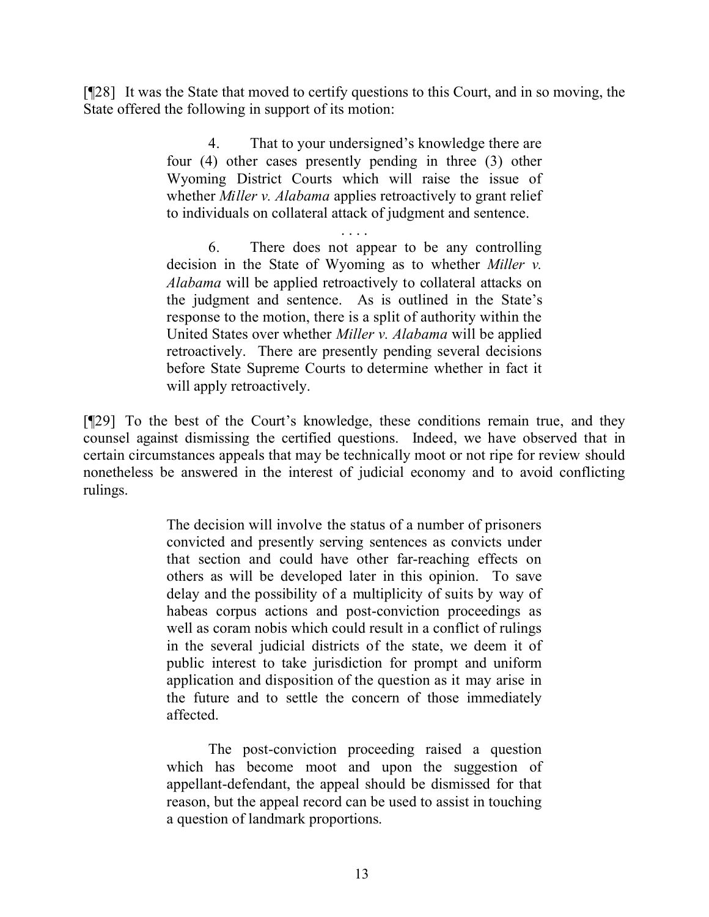[¶28] It was the State that moved to certify questions to this Court, and in so moving, the State offered the following in support of its motion:

> 4. That to your undersigned's knowledge there are four (4) other cases presently pending in three (3) other Wyoming District Courts which will raise the issue of whether *Miller v. Alabama* applies retroactively to grant relief to individuals on collateral attack of judgment and sentence.
>
> . . . .
>
> 6. There does not appear to be any controlling decision in the State of Wyoming as to whether *Miller v. Alabama* will be applied retroactively to collateral attacks on the judgment and sentence. As is outlined in the State's response to the motion, there is a split of authority within the United States over whether *Miller v. Alabama* will be applied retroactively. There are presently pending several decisions before State Supreme Courts to determine whether in fact it will apply retroactively.

[¶29] To the best of the Court's knowledge, these conditions remain true, and they counsel against dismissing the certified questions. Indeed, we have observed that in certain circumstances appeals that may be technically moot or not ripe for review should nonetheless be answered in the interest of judicial economy and to avoid conflicting rulings.

> The decision will involve the status of a number of prisoners convicted and presently serving sentences as convicts under that section and could have other far-reaching effects on others as will be developed later in this opinion. To save delay and the possibility of a multiplicity of suits by way of habeas corpus actions and post-conviction proceedings as well as coram nobis which could result in a conflict of rulings in the several judicial districts of the state, we deem it of public interest to take jurisdiction for prompt and uniform application and disposition of the question as it may arise in the future and to settle the concern of those immediately affected.
>
> The post-conviction proceeding raised a question which has become moot and upon the suggestion of appellant-defendant, the appeal should be dismissed for that reason, but the appeal record can be used to assist in touching a question of landmark proportions.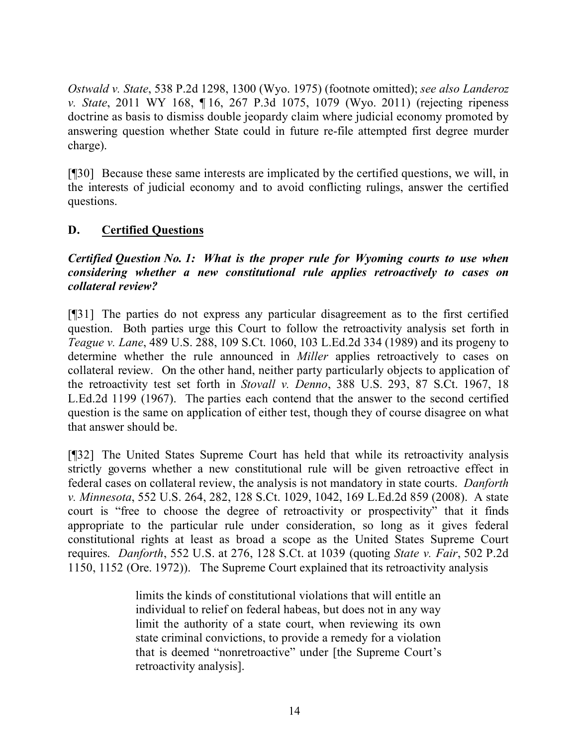*Ostwald v. State*, 538 P.2d 1298, 1300 (Wyo. 1975) (footnote omitted); *see also Landeroz v. State*, 2011 WY 168, ¶ 16, 267 P.3d 1075, 1079 (Wyo. 2011) (rejecting ripeness doctrine as basis to dismiss double jeopardy claim where judicial economy promoted by answering question whether State could in future re-file attempted first degree murder charge).

[¶30] Because these same interests are implicated by the certified questions, we will, in the interests of judicial economy and to avoid conflicting rulings, answer the certified questions.

## D. Certified Questions

***Certified Question No. 1: What is the proper rule for Wyoming courts to use when considering whether a new constitutional rule applies retroactively to cases on collateral review?***

[¶31] The parties do not express any particular disagreement as to the first certified question. Both parties urge this Court to follow the retroactivity analysis set forth in *Teague v. Lane*, 489 U.S. 288, 109 S.Ct. 1060, 103 L.Ed.2d 334 (1989) and its progeny to determine whether the rule announced in *Miller* applies retroactively to cases on collateral review. On the other hand, neither party particularly objects to application of the retroactivity test set forth in *Stovall v. Denno*, 388 U.S. 293, 87 S.Ct. 1967, 18 L.Ed.2d 1199 (1967). The parties each contend that the answer to the second certified question is the same on application of either test, though they of course disagree on what that answer should be.

[¶32] The United States Supreme Court has held that while its retroactivity analysis strictly governs whether a new constitutional rule will be given retroactive effect in federal cases on collateral review, the analysis is not mandatory in state courts. *Danforth v. Minnesota*, 552 U.S. 264, 282, 128 S.Ct. 1029, 1042, 169 L.Ed.2d 859 (2008). A state court is "free to choose the degree of retroactivity or prospectivity" that it finds appropriate to the particular rule under consideration, so long as it gives federal constitutional rights at least as broad a scope as the United States Supreme Court requires. *Danforth*, 552 U.S. at 276, 128 S.Ct. at 1039 (quoting *State v. Fair*, 502 P.2d 1150, 1152 (Ore. 1972)). The Supreme Court explained that its retroactivity analysis

> limits the kinds of constitutional violations that will entitle an individual to relief on federal habeas, but does not in any way limit the authority of a state court, when reviewing its own state criminal convictions, to provide a remedy for a violation that is deemed "nonretroactive" under [the Supreme Court's retroactivity analysis].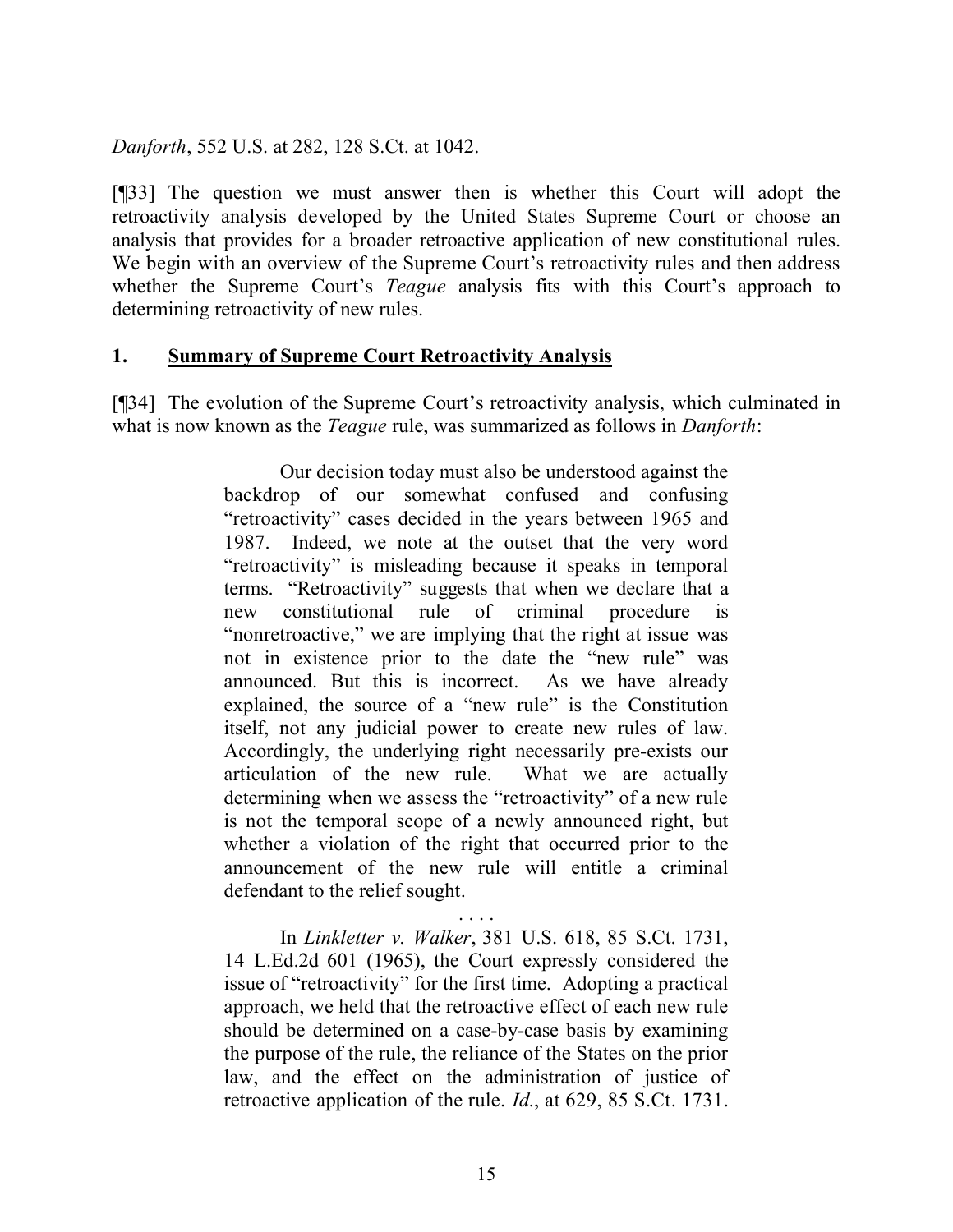*Danforth*, 552 U.S. at 282, 128 S.Ct. at 1042.

[¶33] The question we must answer then is whether this Court will adopt the retroactivity analysis developed by the United States Supreme Court or choose an analysis that provides for a broader retroactive application of new constitutional rules. We begin with an overview of the Supreme Court's retroactivity rules and then address whether the Supreme Court's *Teague* analysis fits with this Court's approach to determining retroactivity of new rules.

## 1. Summary of Supreme Court Retroactivity Analysis

[¶34] The evolution of the Supreme Court's retroactivity analysis, which culminated in what is now known as the *Teague* rule, was summarized as follows in *Danforth*:

> Our decision today must also be understood against the backdrop of our somewhat confused and confusing "retroactivity" cases decided in the years between 1965 and 1987. Indeed, we note at the outset that the very word "retroactivity" is misleading because it speaks in temporal terms. "Retroactivity" suggests that when we declare that a new constitutional rule of criminal procedure is "nonretroactive," we are implying that the right at issue was not in existence prior to the date the "new rule" was announced. But this is incorrect. As we have already explained, the source of a "new rule" is the Constitution itself, not any judicial power to create new rules of law. Accordingly, the underlying right necessarily pre-exists our articulation of the new rule. What we are actually determining when we assess the "retroactivity" of a new rule is not the temporal scope of a newly announced right, but whether a violation of the right that occurred prior to the announcement of the new rule will entitle a criminal defendant to the relief sought.
>
> . . . .
>
> In *Linkletter v. Walker*, 381 U.S. 618, 85 S.Ct. 1731, 14 L.Ed.2d 601 (1965), the Court expressly considered the issue of "retroactivity" for the first time. Adopting a practical approach, we held that the retroactive effect of each new rule should be determined on a case-by-case basis by examining the purpose of the rule, the reliance of the States on the prior law, and the effect on the administration of justice of retroactive application of the rule. *Id.*, at 629, 85 S.Ct. 1731.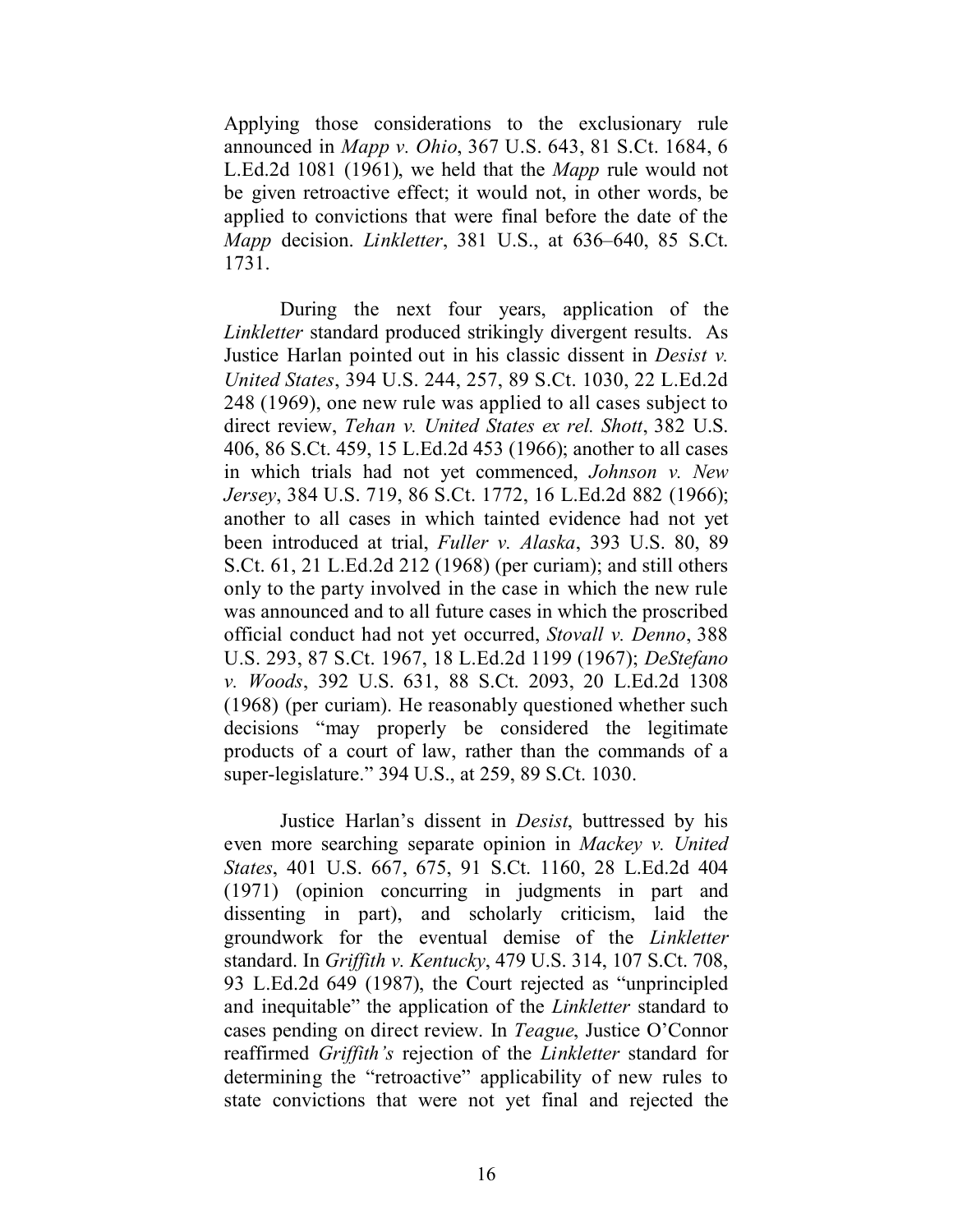Applying those considerations to the exclusionary rule announced in *Mapp v. Ohio*, 367 U.S. 643, 81 S.Ct. 1684, 6 L.Ed.2d 1081 (1961), we held that the *Mapp* rule would not be given retroactive effect; it would not, in other words, be applied to convictions that were final before the date of the *Mapp* decision. *Linkletter*, 381 U.S., at 636–640, 85 S.Ct. 1731.

During the next four years, application of the *Linkletter* standard produced strikingly divergent results. As Justice Harlan pointed out in his classic dissent in *Desist v. United States*, 394 U.S. 244, 257, 89 S.Ct. 1030, 22 L.Ed.2d 248 (1969), one new rule was applied to all cases subject to direct review, *Tehan v. United States ex rel. Shott*, 382 U.S. 406, 86 S.Ct. 459, 15 L.Ed.2d 453 (1966); another to all cases in which trials had not yet commenced, *Johnson v. New Jersey*, 384 U.S. 719, 86 S.Ct. 1772, 16 L.Ed.2d 882 (1966); another to all cases in which tainted evidence had not yet been introduced at trial, *Fuller v. Alaska*, 393 U.S. 80, 89 S.Ct. 61, 21 L.Ed.2d 212 (1968) (per curiam); and still others only to the party involved in the case in which the new rule was announced and to all future cases in which the proscribed official conduct had not yet occurred, *Stovall v. Denno*, 388 U.S. 293, 87 S.Ct. 1967, 18 L.Ed.2d 1199 (1967); *DeStefano v. Woods*, 392 U.S. 631, 88 S.Ct. 2093, 20 L.Ed.2d 1308 (1968) (per curiam). He reasonably questioned whether such decisions "may properly be considered the legitimate products of a court of law, rather than the commands of a super-legislature." 394 U.S., at 259, 89 S.Ct. 1030.

Justice Harlan's dissent in *Desist*, buttressed by his even more searching separate opinion in *Mackey v. United States*, 401 U.S. 667, 675, 91 S.Ct. 1160, 28 L.Ed.2d 404 (1971) (opinion concurring in judgments in part and dissenting in part), and scholarly criticism, laid the groundwork for the eventual demise of the *Linkletter* standard. In *Griffith v. Kentucky*, 479 U.S. 314, 107 S.Ct. 708, 93 L.Ed.2d 649 (1987), the Court rejected as "unprincipled and inequitable" the application of the *Linkletter* standard to cases pending on direct review. In *Teague*, Justice O'Connor reaffirmed *Griffith's* rejection of the *Linkletter* standard for determining the "retroactive" applicability of new rules to state convictions that were not yet final and rejected the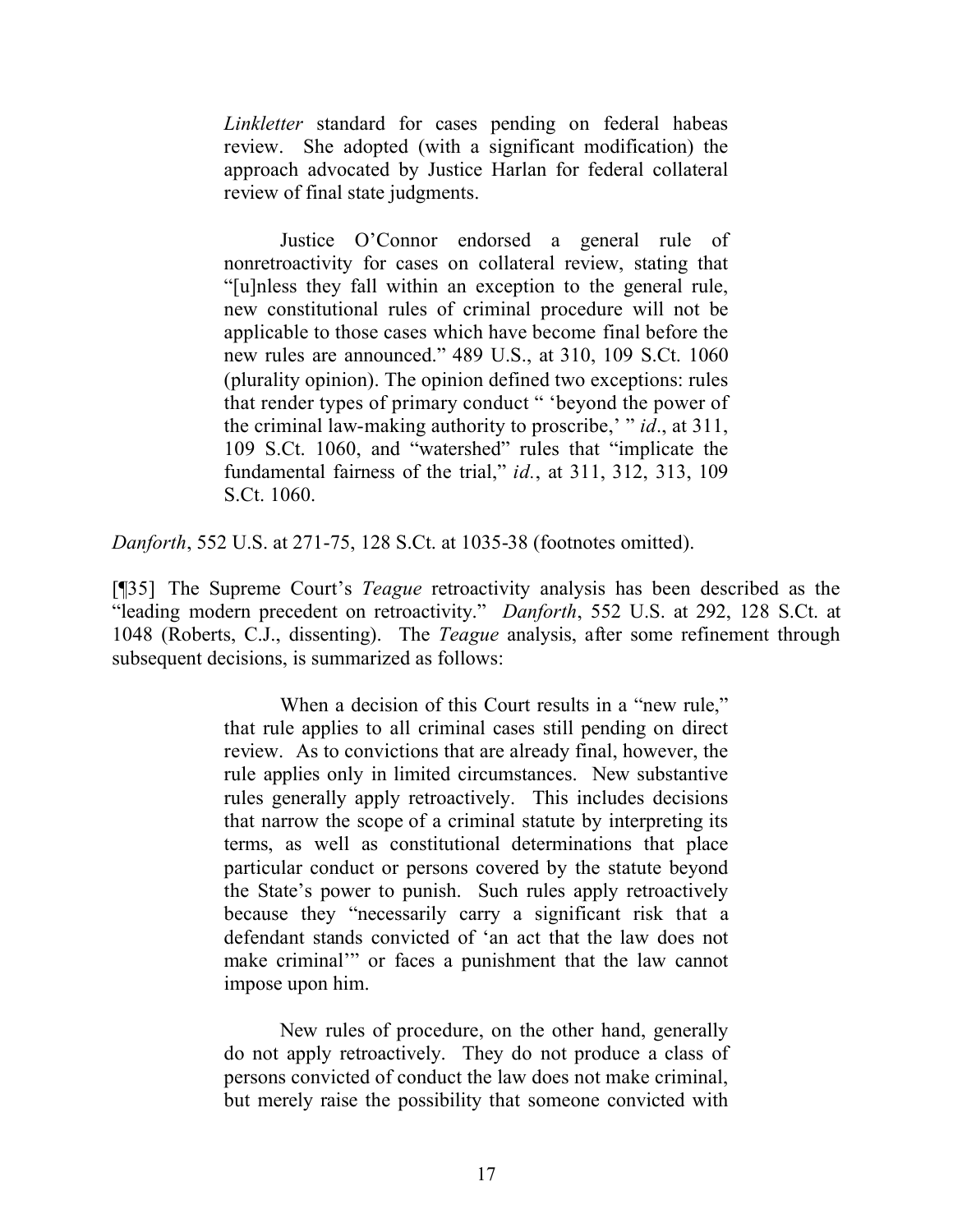> *Linkletter* standard for cases pending on federal habeas review. She adopted (with a significant modification) the approach advocated by Justice Harlan for federal collateral review of final state judgments.
>
> Justice O'Connor endorsed a general rule of nonretroactivity for cases on collateral review, stating that "[u]nless they fall within an exception to the general rule, new constitutional rules of criminal procedure will not be applicable to those cases which have become final before the new rules are announced." 489 U.S., at 310, 109 S.Ct. 1060 (plurality opinion). The opinion defined two exceptions: rules that render types of primary conduct " 'beyond the power of the criminal law-making authority to proscribe,' " *id*., at 311, 109 S.Ct. 1060, and "watershed" rules that "implicate the fundamental fairness of the trial," *id.*, at 311, 312, 313, 109 S.Ct. 1060.

*Danforth*, 552 U.S. at 271-75, 128 S.Ct. at 1035-38 (footnotes omitted).

[¶35] The Supreme Court's *Teague* retroactivity analysis has been described as the "leading modern precedent on retroactivity." *Danforth*, 552 U.S. at 292, 128 S.Ct. at 1048 (Roberts, C.J., dissenting). The *Teague* analysis, after some refinement through subsequent decisions, is summarized as follows:

> When a decision of this Court results in a "new rule," that rule applies to all criminal cases still pending on direct review. As to convictions that are already final, however, the rule applies only in limited circumstances. New substantive rules generally apply retroactively. This includes decisions that narrow the scope of a criminal statute by interpreting its terms, as well as constitutional determinations that place particular conduct or persons covered by the statute beyond the State's power to punish. Such rules apply retroactively because they "necessarily carry a significant risk that a defendant stands convicted of 'an act that the law does not make criminal'" or faces a punishment that the law cannot impose upon him.
>
> New rules of procedure, on the other hand, generally do not apply retroactively. They do not produce a class of persons convicted of conduct the law does not make criminal, but merely raise the possibility that someone convicted with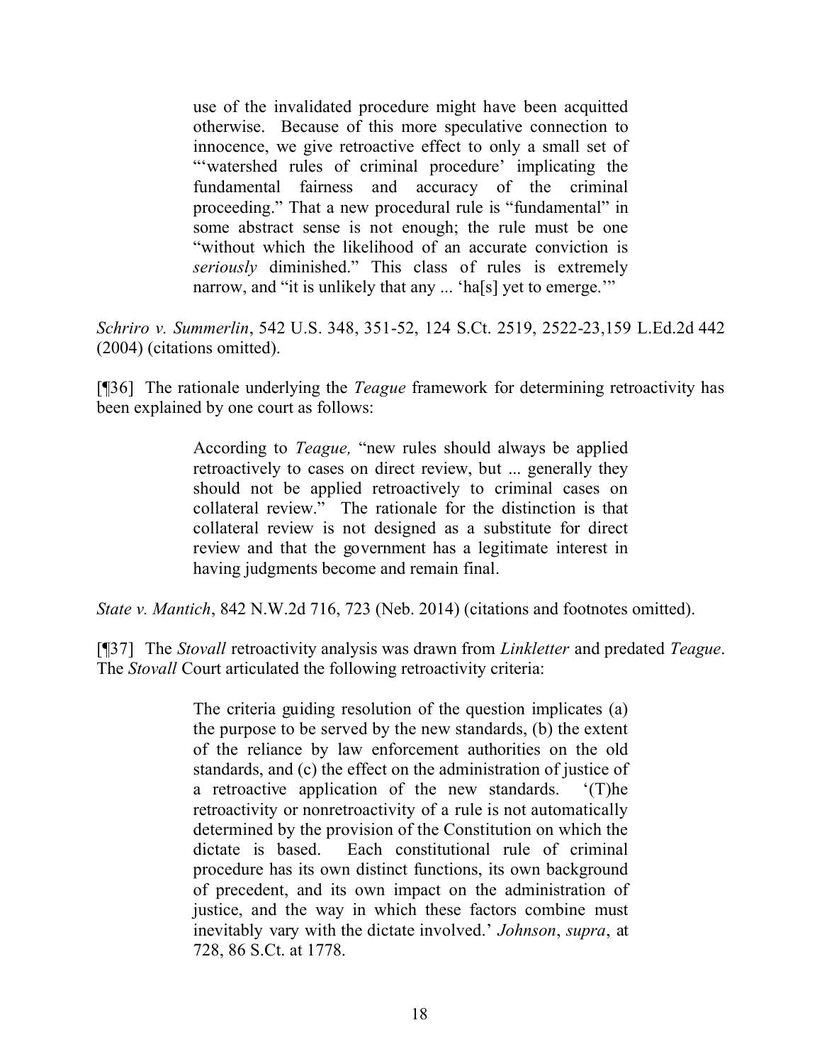> use of the invalidated procedure might have been acquitted otherwise. Because of this more speculative connection to innocence, we give retroactive effect to only a small set of "'watershed rules of criminal procedure' implicating the fundamental fairness and accuracy of the criminal proceeding." That a new procedural rule is "fundamental" in some abstract sense is not enough; the rule must be one "without which the likelihood of an accurate conviction is *seriously* diminished." This class of rules is extremely narrow, and "it is unlikely that any ... 'ha[s] yet to emerge.'"

*Schriro v. Summerlin*, 542 U.S. 348, 351-52, 124 S.Ct. 2519, 2522-23,159 L.Ed.2d 442 (2004) (citations omitted).

[¶36] The rationale underlying the *Teague* framework for determining retroactivity has been explained by one court as follows:

> According to *Teague,* "new rules should always be applied retroactively to cases on direct review, but ... generally they should not be applied retroactively to criminal cases on collateral review." The rationale for the distinction is that collateral review is not designed as a substitute for direct review and that the government has a legitimate interest in having judgments become and remain final.

*State v. Mantich*, 842 N.W.2d 716, 723 (Neb. 2014) (citations and footnotes omitted).

[¶37] The *Stovall* retroactivity analysis was drawn from *Linkletter* and predated *Teague*. The *Stovall* Court articulated the following retroactivity criteria:

> The criteria guiding resolution of the question implicates (a) the purpose to be served by the new standards, (b) the extent of the reliance by law enforcement authorities on the old standards, and (c) the effect on the administration of justice of a retroactive application of the new standards. '(T)he retroactivity or nonretroactivity of a rule is not automatically determined by the provision of the Constitution on which the dictate is based. Each constitutional rule of criminal procedure has its own distinct functions, its own background of precedent, and its own impact on the administration of justice, and the way in which these factors combine must inevitably vary with the dictate involved.' *Johnson*, *supra*, at 728, 86 S.Ct. at 1778.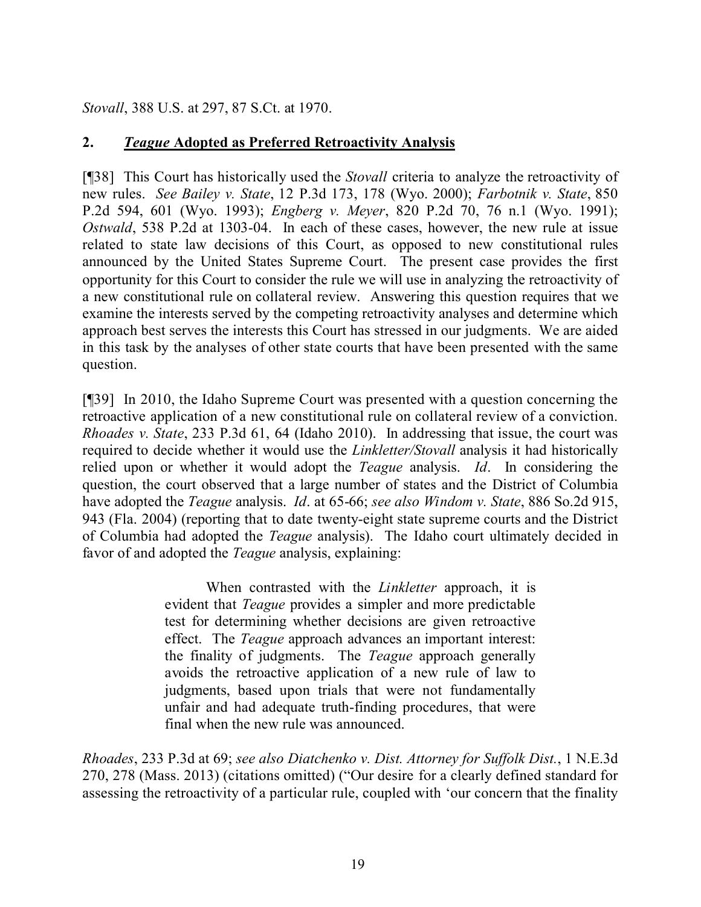*Stovall*, 388 U.S. at 297, 87 S.Ct. at 1970.

## 2. ***Teague* Adopted as Preferred Retroactivity Analysis**

[¶38] This Court has historically used the *Stovall* criteria to analyze the retroactivity of new rules. *See Bailey v. State*, 12 P.3d 173, 178 (Wyo. 2000); *Farbotnik v. State*, 850 P.2d 594, 601 (Wyo. 1993); *Engberg v. Meyer*, 820 P.2d 70, 76 n.1 (Wyo. 1991); *Ostwald*, 538 P.2d at 1303-04. In each of these cases, however, the new rule at issue related to state law decisions of this Court, as opposed to new constitutional rules announced by the United States Supreme Court. The present case provides the first opportunity for this Court to consider the rule we will use in analyzing the retroactivity of a new constitutional rule on collateral review. Answering this question requires that we examine the interests served by the competing retroactivity analyses and determine which approach best serves the interests this Court has stressed in our judgments. We are aided in this task by the analyses of other state courts that have been presented with the same question.

[¶39] In 2010, the Idaho Supreme Court was presented with a question concerning the retroactive application of a new constitutional rule on collateral review of a conviction. *Rhoades v. State*, 233 P.3d 61, 64 (Idaho 2010). In addressing that issue, the court was required to decide whether it would use the *Linkletter/Stovall* analysis it had historically relied upon or whether it would adopt the *Teague* analysis. *Id*. In considering the question, the court observed that a large number of states and the District of Columbia have adopted the *Teague* analysis. *Id*. at 65-66; *see also Windom v. State*, 886 So.2d 915, 943 (Fla. 2004) (reporting that to date twenty-eight state supreme courts and the District of Columbia had adopted the *Teague* analysis). The Idaho court ultimately decided in favor of and adopted the *Teague* analysis, explaining:

> When contrasted with the *Linkletter* approach, it is evident that *Teague* provides a simpler and more predictable test for determining whether decisions are given retroactive effect. The *Teague* approach advances an important interest: the finality of judgments. The *Teague* approach generally avoids the retroactive application of a new rule of law to judgments, based upon trials that were not fundamentally unfair and had adequate truth-finding procedures, that were final when the new rule was announced.

*Rhoades*, 233 P.3d at 69; *see also Diatchenko v. Dist. Attorney for Suffolk Dist.*, 1 N.E.3d 270, 278 (Mass. 2013) (citations omitted) ("Our desire for a clearly defined standard for assessing the retroactivity of a particular rule, coupled with 'our concern that the finality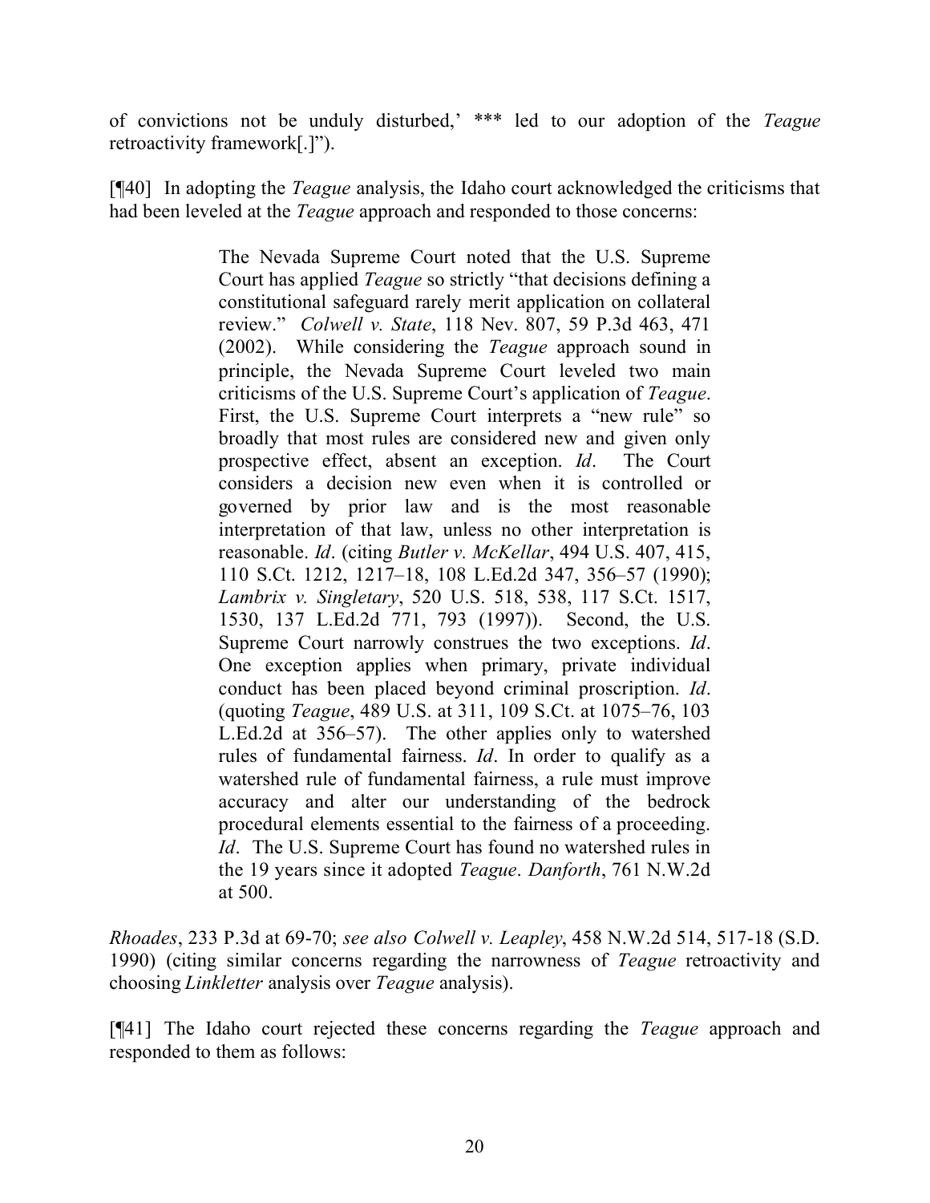of convictions not be unduly disturbed,' *** led to our adoption of the *Teague* retroactivity framework[.]").

[¶40] In adopting the *Teague* analysis, the Idaho court acknowledged the criticisms that had been leveled at the *Teague* approach and responded to those concerns:

> The Nevada Supreme Court noted that the U.S. Supreme Court has applied *Teague* so strictly "that decisions defining a constitutional safeguard rarely merit application on collateral review." *Colwell v. State*, 118 Nev. 807, 59 P.3d 463, 471 (2002). While considering the *Teague* approach sound in principle, the Nevada Supreme Court leveled two main criticisms of the U.S. Supreme Court's application of *Teague*. First, the U.S. Supreme Court interprets a "new rule" so broadly that most rules are considered new and given only prospective effect, absent an exception. *Id*. The Court considers a decision new even when it is controlled or governed by prior law and is the most reasonable interpretation of that law, unless no other interpretation is reasonable. *Id*. (citing *Butler v. McKellar*, 494 U.S. 407, 415, 110 S.Ct. 1212, 1217–18, 108 L.Ed.2d 347, 356–57 (1990); *Lambrix v. Singletary*, 520 U.S. 518, 538, 117 S.Ct. 1517, 1530, 137 L.Ed.2d 771, 793 (1997)). Second, the U.S. Supreme Court narrowly construes the two exceptions. *Id*. One exception applies when primary, private individual conduct has been placed beyond criminal proscription. *Id*. (quoting *Teague*, 489 U.S. at 311, 109 S.Ct. at 1075–76, 103 L.Ed.2d at 356–57). The other applies only to watershed rules of fundamental fairness. *Id*. In order to qualify as a watershed rule of fundamental fairness, a rule must improve accuracy and alter our understanding of the bedrock procedural elements essential to the fairness of a proceeding. *Id*. The U.S. Supreme Court has found no watershed rules in the 19 years since it adopted *Teague*. *Danforth*, 761 N.W.2d at 500.

*Rhoades*, 233 P.3d at 69-70; *see also Colwell v. Leapley*, 458 N.W.2d 514, 517-18 (S.D. 1990) (citing similar concerns regarding the narrowness of *Teague* retroactivity and choosing *Linkletter* analysis over *Teague* analysis).

[¶41] The Idaho court rejected these concerns regarding the *Teague* approach and responded to them as follows: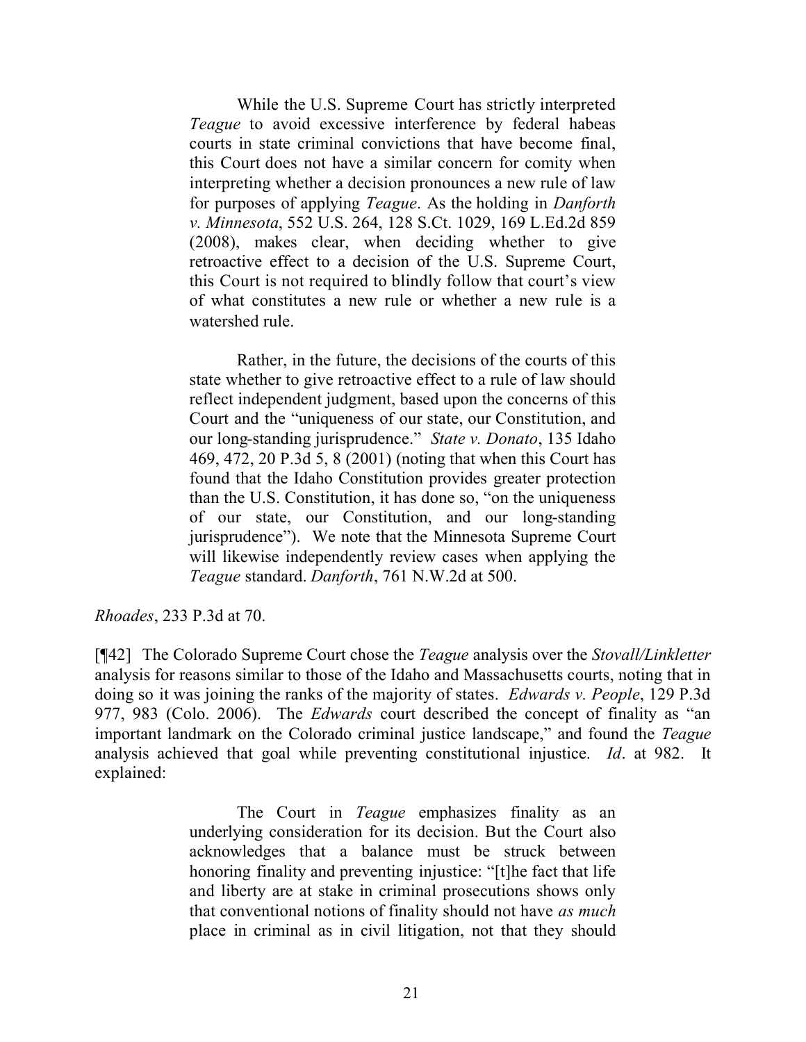> While the U.S. Supreme Court has strictly interpreted *Teague* to avoid excessive interference by federal habeas courts in state criminal convictions that have become final, this Court does not have a similar concern for comity when interpreting whether a decision pronounces a new rule of law for purposes of applying *Teague*. As the holding in *Danforth v. Minnesota*, 552 U.S. 264, 128 S.Ct. 1029, 169 L.Ed.2d 859 (2008), makes clear, when deciding whether to give retroactive effect to a decision of the U.S. Supreme Court, this Court is not required to blindly follow that court's view of what constitutes a new rule or whether a new rule is a watershed rule.
>
> Rather, in the future, the decisions of the courts of this state whether to give retroactive effect to a rule of law should reflect independent judgment, based upon the concerns of this Court and the "uniqueness of our state, our Constitution, and our long-standing jurisprudence." *State v. Donato*, 135 Idaho 469, 472, 20 P.3d 5, 8 (2001) (noting that when this Court has found that the Idaho Constitution provides greater protection than the U.S. Constitution, it has done so, "on the uniqueness of our state, our Constitution, and our long-standing jurisprudence"). We note that the Minnesota Supreme Court will likewise independently review cases when applying the *Teague* standard. *Danforth*, 761 N.W.2d at 500.

*Rhoades*, 233 P.3d at 70.

[¶42] The Colorado Supreme Court chose the *Teague* analysis over the *Stovall/Linkletter* analysis for reasons similar to those of the Idaho and Massachusetts courts, noting that in doing so it was joining the ranks of the majority of states. *Edwards v. People*, 129 P.3d 977, 983 (Colo. 2006). The *Edwards* court described the concept of finality as "an important landmark on the Colorado criminal justice landscape," and found the *Teague* analysis achieved that goal while preventing constitutional injustice. *Id*. at 982. It explained:

> The Court in *Teague* emphasizes finality as an underlying consideration for its decision. But the Court also acknowledges that a balance must be struck between honoring finality and preventing injustice: "[t]he fact that life and liberty are at stake in criminal prosecutions shows only that conventional notions of finality should not have *as much* place in criminal as in civil litigation, not that they should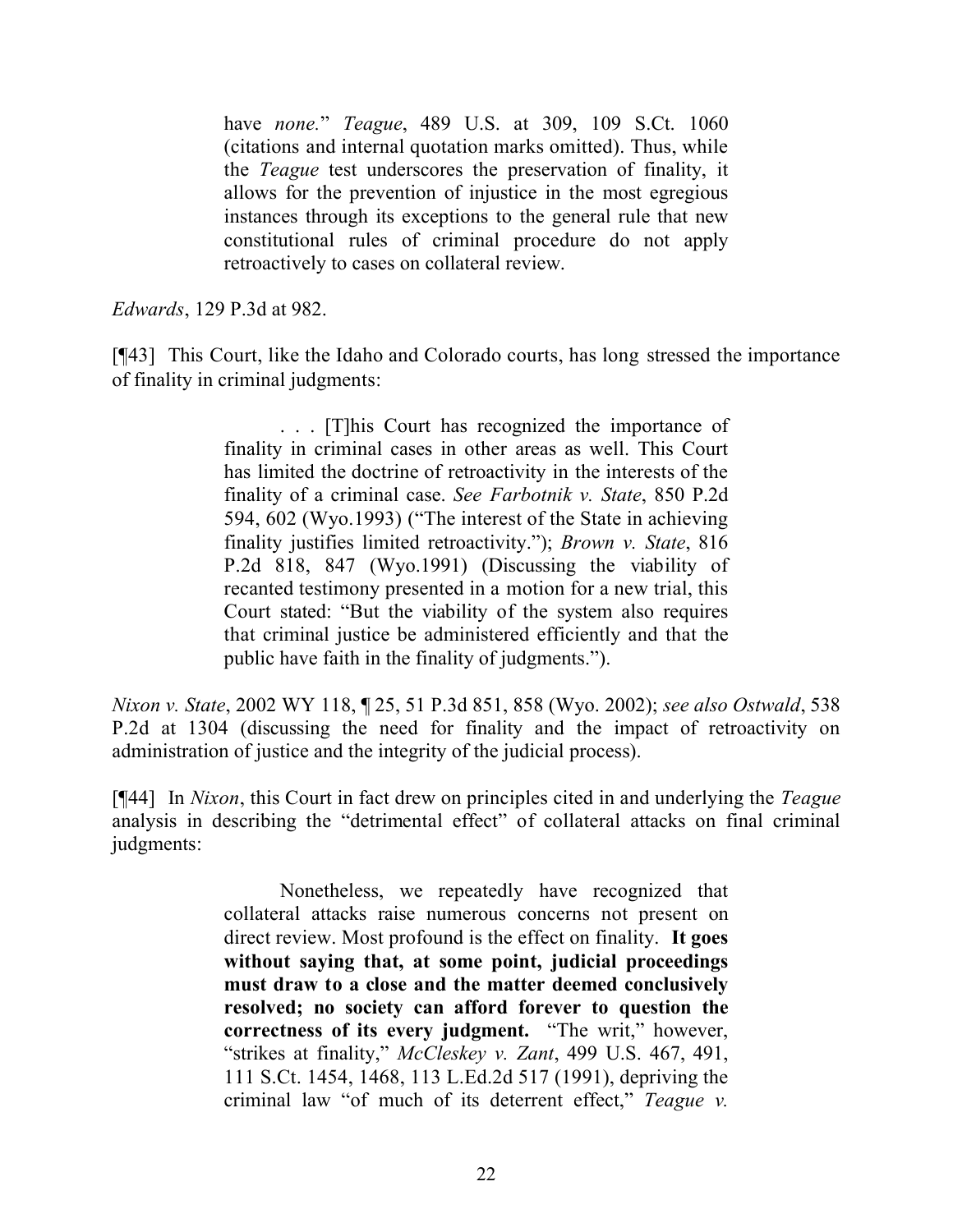> have *none*." *Teague*, 489 U.S. at 309, 109 S.Ct. 1060 (citations and internal quotation marks omitted). Thus, while the *Teague* test underscores the preservation of finality, it allows for the prevention of injustice in the most egregious instances through its exceptions to the general rule that new constitutional rules of criminal procedure do not apply retroactively to cases on collateral review.

*Edwards*, 129 P.3d at 982.

[¶43] This Court, like the Idaho and Colorado courts, has long stressed the importance of finality in criminal judgments:

> . . . [T]his Court has recognized the importance of finality in criminal cases in other areas as well. This Court has limited the doctrine of retroactivity in the interests of the finality of a criminal case. *See Farbotnik v. State*, 850 P.2d 594, 602 (Wyo.1993) ("The interest of the State in achieving finality justifies limited retroactivity."); *Brown v. State*, 816 P.2d 818, 847 (Wyo.1991) (Discussing the viability of recanted testimony presented in a motion for a new trial, this Court stated: "But the viability of the system also requires that criminal justice be administered efficiently and that the public have faith in the finality of judgments.").

*Nixon v. State*, 2002 WY 118, ¶ 25, 51 P.3d 851, 858 (Wyo. 2002); *see also Ostwald*, 538 P.2d at 1304 (discussing the need for finality and the impact of retroactivity on administration of justice and the integrity of the judicial process).

[¶44] In *Nixon*, this Court in fact drew on principles cited in and underlying the *Teague* analysis in describing the "detrimental effect" of collateral attacks on final criminal judgments:

> Nonetheless, we repeatedly have recognized that collateral attacks raise numerous concerns not present on direct review. Most profound is the effect on finality. **It goes without saying that, at some point, judicial proceedings must draw to a close and the matter deemed conclusively resolved; no society can afford forever to question the correctness of its every judgment.** "The writ," however, "strikes at finality," *McCleskey v. Zant*, 499 U.S. 467, 491, 111 S.Ct. 1454, 1468, 113 L.Ed.2d 517 (1991), depriving the criminal law "of much of its deterrent effect," *Teague v.*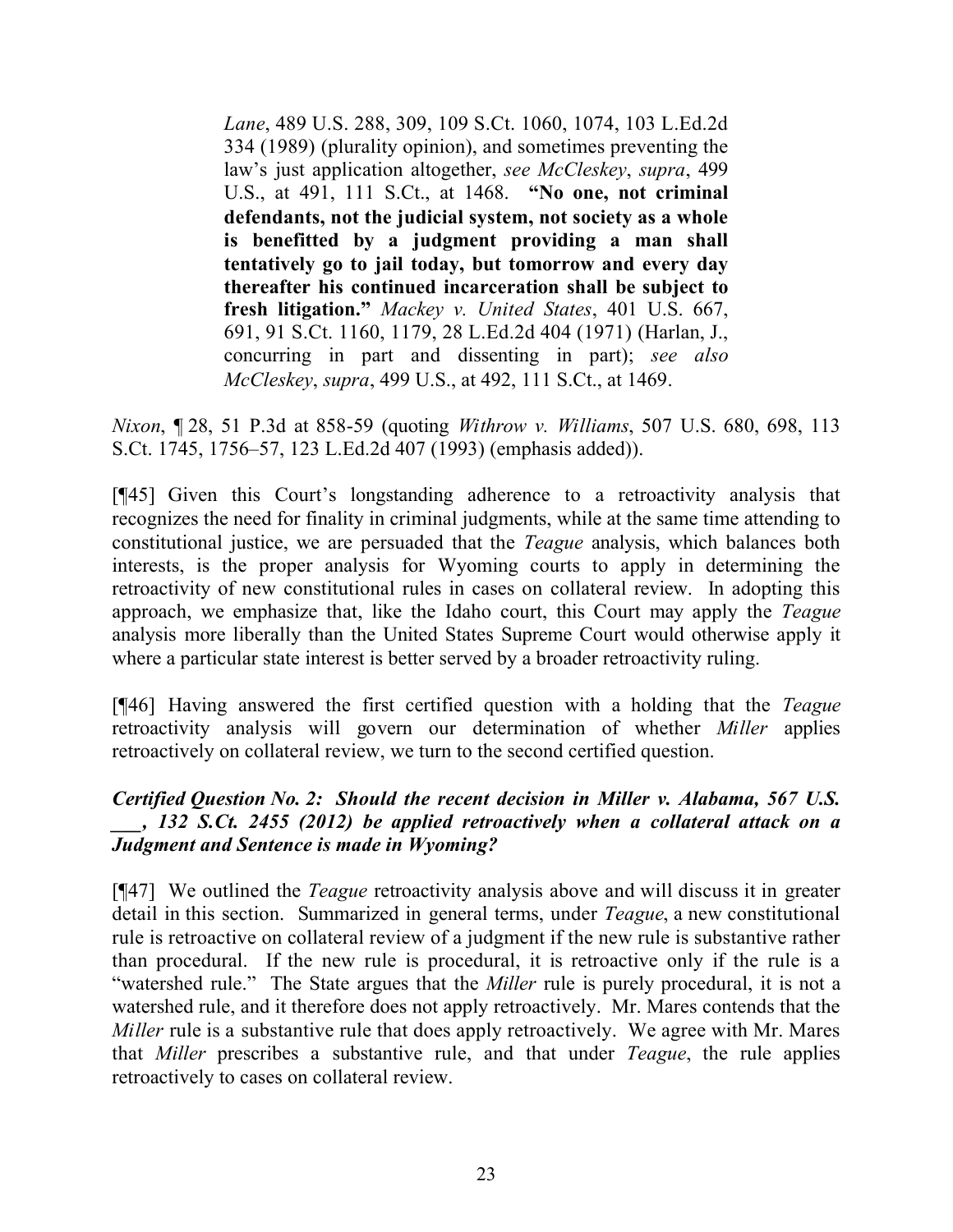> *Lane*, 489 U.S. 288, 309, 109 S.Ct. 1060, 1074, 103 L.Ed.2d 334 (1989) (plurality opinion), and sometimes preventing the law's just application altogether, *see McCleskey*, *supra*, 499 U.S., at 491, 111 S.Ct., at 1468. **"No one, not criminal defendants, not the judicial system, not society as a whole is benefitted by a judgment providing a man shall tentatively go to jail today, but tomorrow and every day thereafter his continued incarceration shall be subject to fresh litigation."** *Mackey v. United States*, 401 U.S. 667, 691, 91 S.Ct. 1160, 1179, 28 L.Ed.2d 404 (1971) (Harlan, J., concurring in part and dissenting in part); *see also McCleskey*, *supra*, 499 U.S., at 492, 111 S.Ct., at 1469.

*Nixon*, ¶ 28, 51 P.3d at 858-59 (quoting *Withrow v. Williams*, 507 U.S. 680, 698, 113 S.Ct. 1745, 1756–57, 123 L.Ed.2d 407 (1993) (emphasis added)).

[¶45] Given this Court's longstanding adherence to a retroactivity analysis that recognizes the need for finality in criminal judgments, while at the same time attending to constitutional justice, we are persuaded that the *Teague* analysis, which balances both interests, is the proper analysis for Wyoming courts to apply in determining the retroactivity of new constitutional rules in cases on collateral review. In adopting this approach, we emphasize that, like the Idaho court, this Court may apply the *Teague* analysis more liberally than the United States Supreme Court would otherwise apply it where a particular state interest is better served by a broader retroactivity ruling.

[¶46] Having answered the first certified question with a holding that the *Teague* retroactivity analysis will govern our determination of whether *Miller* applies retroactively on collateral review, we turn to the second certified question.

***Certified Question No. 2: Should the recent decision in Miller v. Alabama, 567 U.S. ___, 132 S.Ct. 2455 (2012) be applied retroactively when a collateral attack on a Judgment and Sentence is made in Wyoming?***

[¶47] We outlined the *Teague* retroactivity analysis above and will discuss it in greater detail in this section. Summarized in general terms, under *Teague*, a new constitutional rule is retroactive on collateral review of a judgment if the new rule is substantive rather than procedural. If the new rule is procedural, it is retroactive only if the rule is a "watershed rule." The State argues that the *Miller* rule is purely procedural, it is not a watershed rule, and it therefore does not apply retroactively. Mr. Mares contends that the *Miller* rule is a substantive rule that does apply retroactively. We agree with Mr. Mares that *Miller* prescribes a substantive rule, and that under *Teague*, the rule applies retroactively to cases on collateral review.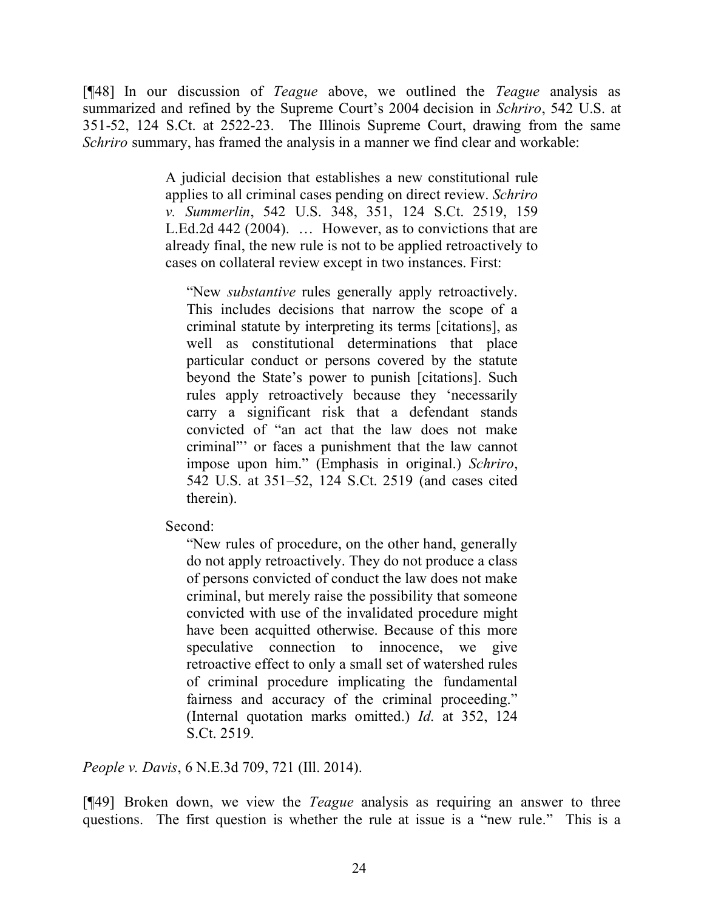[¶48] In our discussion of *Teague* above, we outlined the *Teague* analysis as summarized and refined by the Supreme Court's 2004 decision in *Schriro*, 542 U.S. at 351-52, 124 S.Ct. at 2522-23. The Illinois Supreme Court, drawing from the same *Schriro* summary, has framed the analysis in a manner we find clear and workable:

> A judicial decision that establishes a new constitutional rule applies to all criminal cases pending on direct review. *Schriro v. Summerlin*, 542 U.S. 348, 351, 124 S.Ct. 2519, 159 L.Ed.2d 442 (2004). … However, as to convictions that are already final, the new rule is not to be applied retroactively to cases on collateral review except in two instances. First:
>
> > "New *substantive* rules generally apply retroactively. This includes decisions that narrow the scope of a criminal statute by interpreting its terms [citations], as well as constitutional determinations that place particular conduct or persons covered by the statute beyond the State's power to punish [citations]. Such rules apply retroactively because they 'necessarily carry a significant risk that a defendant stands convicted of "an act that the law does not make criminal"' or faces a punishment that the law cannot impose upon him." (Emphasis in original.) *Schriro*, 542 U.S. at 351–52, 124 S.Ct. 2519 (and cases cited therein).
>
> Second:
>
> > "New rules of procedure, on the other hand, generally do not apply retroactively. They do not produce a class of persons convicted of conduct the law does not make criminal, but merely raise the possibility that someone convicted with use of the invalidated procedure might have been acquitted otherwise. Because of this more speculative connection to innocence, we give retroactive effect to only a small set of watershed rules of criminal procedure implicating the fundamental fairness and accuracy of the criminal proceeding." (Internal quotation marks omitted.) *Id.* at 352, 124 S.Ct. 2519.

*People v. Davis*, 6 N.E.3d 709, 721 (Ill. 2014).

[¶49] Broken down, we view the *Teague* analysis as requiring an answer to three questions. The first question is whether the rule at issue is a "new rule." This is a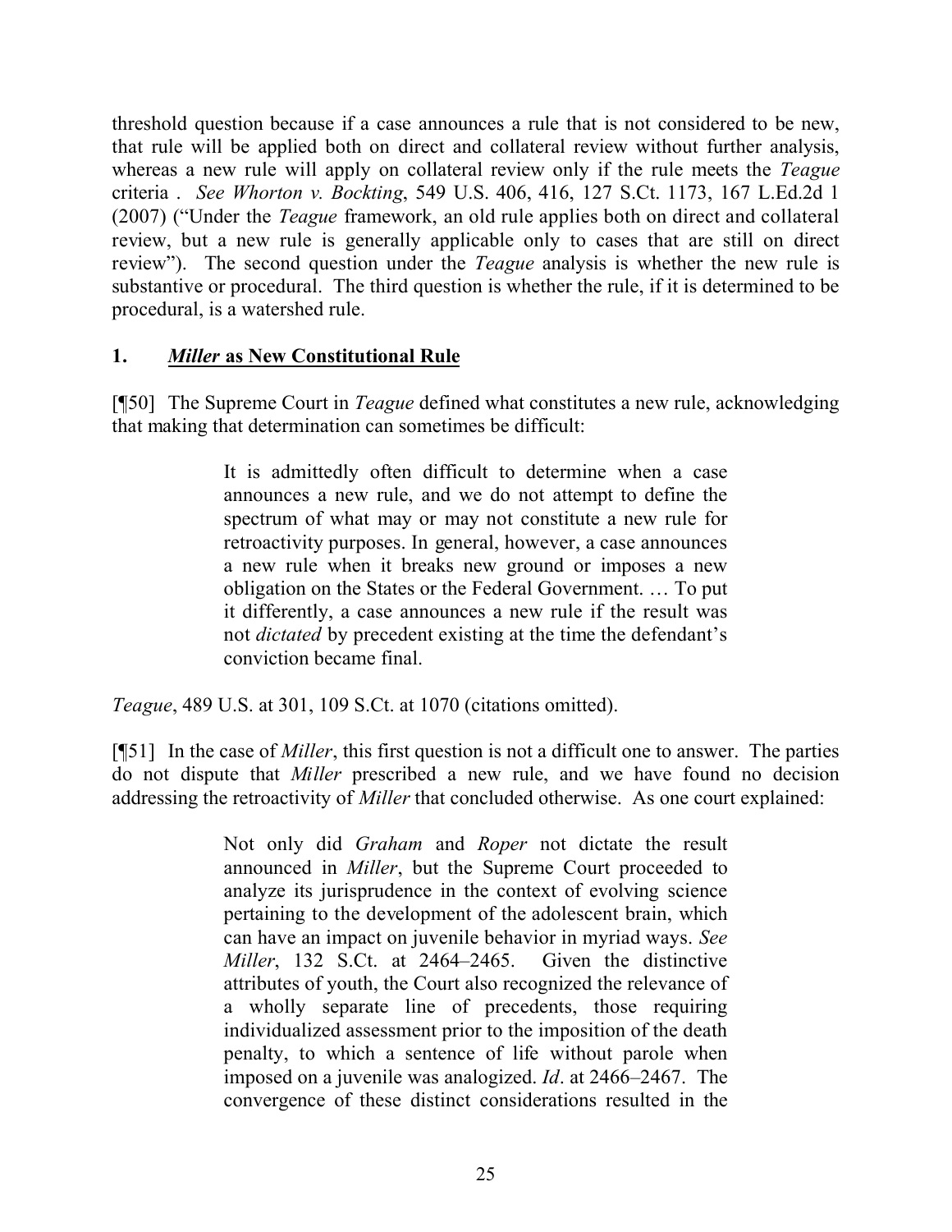threshold question because if a case announces a rule that is not considered to be new, that rule will be applied both on direct and collateral review without further analysis, whereas a new rule will apply on collateral review only if the rule meets the *Teague* criteria . *See Whorton v. Bockting*, 549 U.S. 406, 416, 127 S.Ct. 1173, 167 L.Ed.2d 1 (2007) ("Under the *Teague* framework, an old rule applies both on direct and collateral review, but a new rule is generally applicable only to cases that are still on direct review"). The second question under the *Teague* analysis is whether the new rule is substantive or procedural. The third question is whether the rule, if it is determined to be procedural, is a watershed rule.

## 1. *Miller* as New Constitutional Rule

[¶50] The Supreme Court in *Teague* defined what constitutes a new rule, acknowledging that making that determination can sometimes be difficult:

> It is admittedly often difficult to determine when a case announces a new rule, and we do not attempt to define the spectrum of what may or may not constitute a new rule for retroactivity purposes. In general, however, a case announces a new rule when it breaks new ground or imposes a new obligation on the States or the Federal Government. … To put it differently, a case announces a new rule if the result was not *dictated* by precedent existing at the time the defendant's conviction became final.

*Teague*, 489 U.S. at 301, 109 S.Ct. at 1070 (citations omitted).

[¶51] In the case of *Miller*, this first question is not a difficult one to answer. The parties do not dispute that *Miller* prescribed a new rule, and we have found no decision addressing the retroactivity of *Miller* that concluded otherwise. As one court explained:

> Not only did *Graham* and *Roper* not dictate the result announced in *Miller*, but the Supreme Court proceeded to analyze its jurisprudence in the context of evolving science pertaining to the development of the adolescent brain, which can have an impact on juvenile behavior in myriad ways. *See Miller*, 132 S.Ct. at 2464–2465. Given the distinctive attributes of youth, the Court also recognized the relevance of a wholly separate line of precedents, those requiring individualized assessment prior to the imposition of the death penalty, to which a sentence of life without parole when imposed on a juvenile was analogized. *Id*. at 2466–2467. The convergence of these distinct considerations resulted in the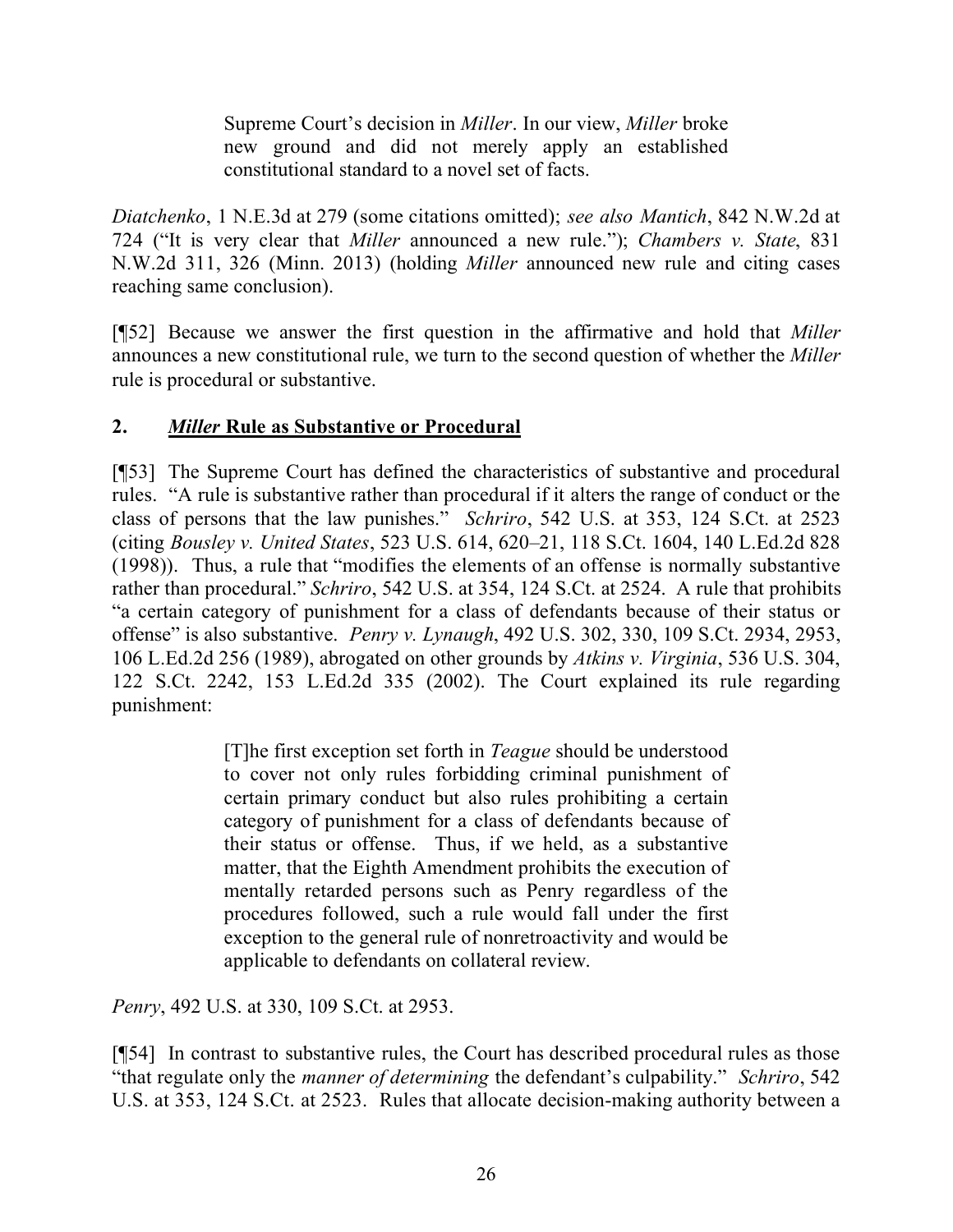> Supreme Court's decision in *Miller*. In our view, *Miller* broke new ground and did not merely apply an established constitutional standard to a novel set of facts.

*Diatchenko*, 1 N.E.3d at 279 (some citations omitted); *see also Mantich*, 842 N.W.2d at 724 ("It is very clear that *Miller* announced a new rule."); *Chambers v. State*, 831 N.W.2d 311, 326 (Minn. 2013) (holding *Miller* announced new rule and citing cases reaching same conclusion).

[¶52] Because we answer the first question in the affirmative and hold that *Miller* announces a new constitutional rule, we turn to the second question of whether the *Miller* rule is procedural or substantive.

## 2. ***Miller* Rule as Substantive or Procedural**

[¶53] The Supreme Court has defined the characteristics of substantive and procedural rules. "A rule is substantive rather than procedural if it alters the range of conduct or the class of persons that the law punishes." *Schriro*, 542 U.S. at 353, 124 S.Ct. at 2523 (citing *Bousley v. United States*, 523 U.S. 614, 620–21, 118 S.Ct. 1604, 140 L.Ed.2d 828 (1998)). Thus, a rule that "modifies the elements of an offense is normally substantive rather than procedural." *Schriro*, 542 U.S. at 354, 124 S.Ct. at 2524. A rule that prohibits "a certain category of punishment for a class of defendants because of their status or offense" is also substantive. *Penry v. Lynaugh*, 492 U.S. 302, 330, 109 S.Ct. 2934, 2953, 106 L.Ed.2d 256 (1989), abrogated on other grounds by *Atkins v. Virginia*, 536 U.S. 304, 122 S.Ct. 2242, 153 L.Ed.2d 335 (2002). The Court explained its rule regarding punishment:

> [T]he first exception set forth in *Teague* should be understood to cover not only rules forbidding criminal punishment of certain primary conduct but also rules prohibiting a certain category of punishment for a class of defendants because of their status or offense. Thus, if we held, as a substantive matter, that the Eighth Amendment prohibits the execution of mentally retarded persons such as Penry regardless of the procedures followed, such a rule would fall under the first exception to the general rule of nonretroactivity and would be applicable to defendants on collateral review.

*Penry*, 492 U.S. at 330, 109 S.Ct. at 2953.

[¶54] In contrast to substantive rules, the Court has described procedural rules as those "that regulate only the *manner of determining* the defendant's culpability." *Schriro*, 542 U.S. at 353, 124 S.Ct. at 2523. Rules that allocate decision-making authority between a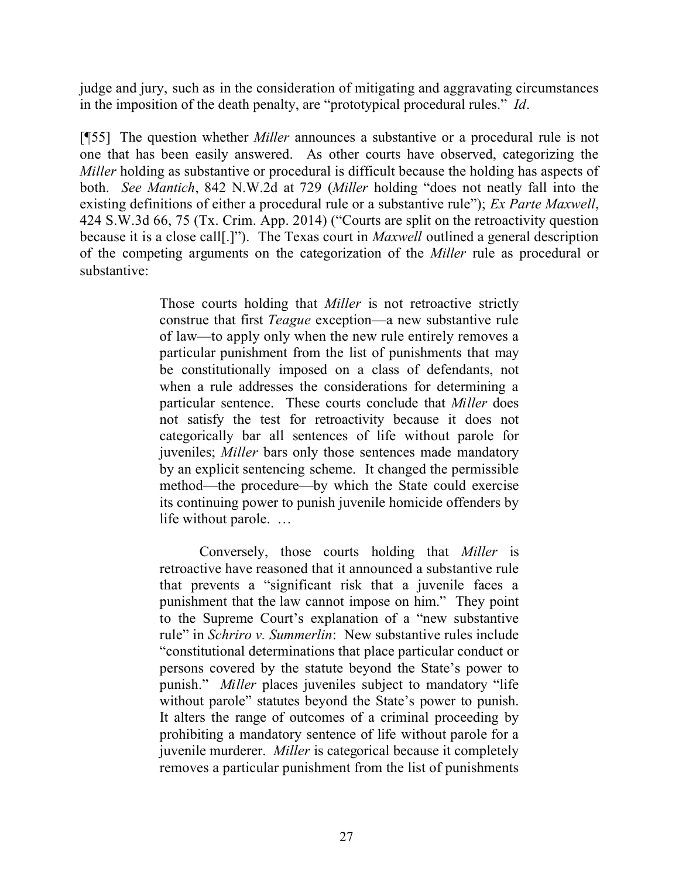judge and jury, such as in the consideration of mitigating and aggravating circumstances in the imposition of the death penalty, are "prototypical procedural rules." *Id*.

[¶55] The question whether *Miller* announces a substantive or a procedural rule is not one that has been easily answered. As other courts have observed, categorizing the *Miller* holding as substantive or procedural is difficult because the holding has aspects of both. *See Mantich*, 842 N.W.2d at 729 (*Miller* holding "does not neatly fall into the existing definitions of either a procedural rule or a substantive rule"); *Ex Parte Maxwell*, 424 S.W.3d 66, 75 (Tx. Crim. App. 2014) ("Courts are split on the retroactivity question because it is a close call[.]"). The Texas court in *Maxwell* outlined a general description of the competing arguments on the categorization of the *Miller* rule as procedural or substantive:

> Those courts holding that *Miller* is not retroactive strictly construe that first *Teague* exception—a new substantive rule of law—to apply only when the new rule entirely removes a particular punishment from the list of punishments that may be constitutionally imposed on a class of defendants, not when a rule addresses the considerations for determining a particular sentence. These courts conclude that *Miller* does not satisfy the test for retroactivity because it does not categorically bar all sentences of life without parole for juveniles; *Miller* bars only those sentences made mandatory by an explicit sentencing scheme. It changed the permissible method—the procedure—by which the State could exercise its continuing power to punish juvenile homicide offenders by life without parole. …
>
> Conversely, those courts holding that *Miller* is retroactive have reasoned that it announced a substantive rule that prevents a "significant risk that a juvenile faces a punishment that the law cannot impose on him." They point to the Supreme Court's explanation of a "new substantive rule" in *Schriro v. Summerlin*: New substantive rules include "constitutional determinations that place particular conduct or persons covered by the statute beyond the State's power to punish." *Miller* places juveniles subject to mandatory "life without parole" statutes beyond the State's power to punish. It alters the range of outcomes of a criminal proceeding by prohibiting a mandatory sentence of life without parole for a juvenile murderer. *Miller* is categorical because it completely removes a particular punishment from the list of punishments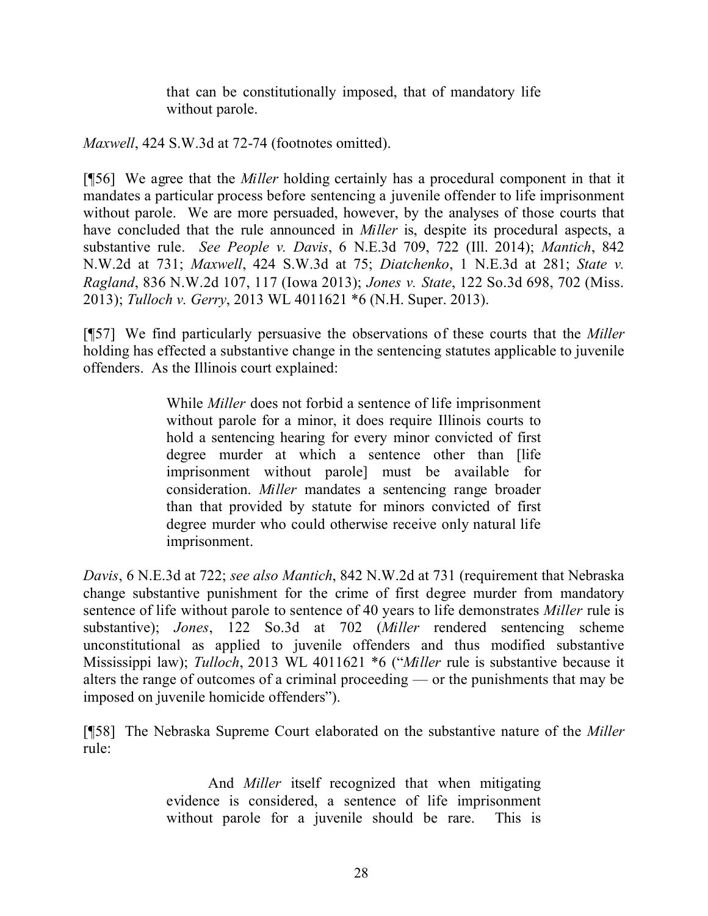> that can be constitutionally imposed, that of mandatory life without parole.

*Maxwell*, 424 S.W.3d at 72-74 (footnotes omitted).

[¶56] We agree that the *Miller* holding certainly has a procedural component in that it mandates a particular process before sentencing a juvenile offender to life imprisonment without parole. We are more persuaded, however, by the analyses of those courts that have concluded that the rule announced in *Miller* is, despite its procedural aspects, a substantive rule. *See People v. Davis*, 6 N.E.3d 709, 722 (Ill. 2014); *Mantich*, 842 N.W.2d at 731; *Maxwell*, 424 S.W.3d at 75; *Diatchenko*, 1 N.E.3d at 281; *State v. Ragland*, 836 N.W.2d 107, 117 (Iowa 2013); *Jones v. State*, 122 So.3d 698, 702 (Miss. 2013); *Tulloch v. Gerry*, 2013 WL 4011621 *6 (N.H. Super. 2013).

[¶57] We find particularly persuasive the observations of these courts that the *Miller* holding has effected a substantive change in the sentencing statutes applicable to juvenile offenders. As the Illinois court explained:

> While *Miller* does not forbid a sentence of life imprisonment without parole for a minor, it does require Illinois courts to hold a sentencing hearing for every minor convicted of first degree murder at which a sentence other than [life imprisonment without parole] must be available for consideration. *Miller* mandates a sentencing range broader than that provided by statute for minors convicted of first degree murder who could otherwise receive only natural life imprisonment.

*Davis*, 6 N.E.3d at 722; *see also Mantich*, 842 N.W.2d at 731 (requirement that Nebraska change substantive punishment for the crime of first degree murder from mandatory sentence of life without parole to sentence of 40 years to life demonstrates *Miller* rule is substantive); *Jones*, 122 So.3d at 702 (*Miller* rendered sentencing scheme unconstitutional as applied to juvenile offenders and thus modified substantive Mississippi law); *Tulloch*, 2013 WL 4011621 *6 ("*Miller* rule is substantive because it alters the range of outcomes of a criminal proceeding — or the punishments that may be imposed on juvenile homicide offenders").

[¶58] The Nebraska Supreme Court elaborated on the substantive nature of the *Miller* rule:

> And *Miller* itself recognized that when mitigating evidence is considered, a sentence of life imprisonment without parole for a juvenile should be rare. This is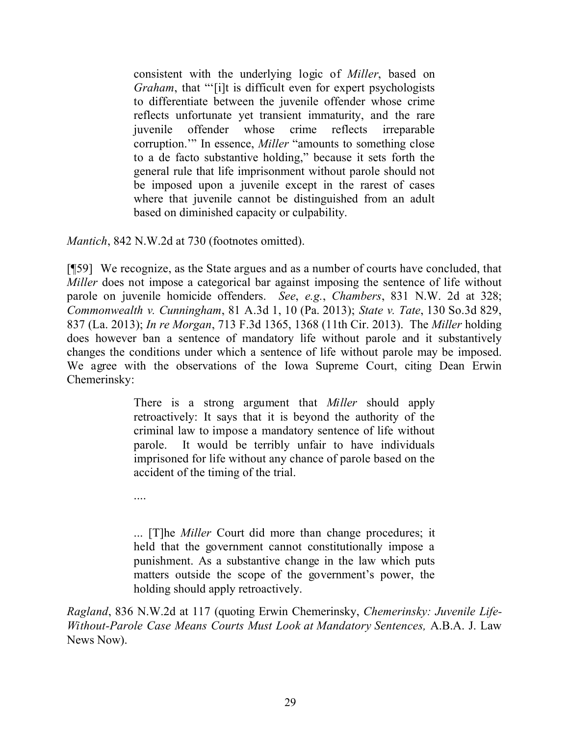> consistent with the underlying logic of *Miller*, based on *Graham*, that "'[i]t is difficult even for expert psychologists to differentiate between the juvenile offender whose crime reflects unfortunate yet transient immaturity, and the rare juvenile offender whose crime reflects irreparable corruption.'" In essence, *Miller* "amounts to something close to a de facto substantive holding," because it sets forth the general rule that life imprisonment without parole should not be imposed upon a juvenile except in the rarest of cases where that juvenile cannot be distinguished from an adult based on diminished capacity or culpability.

*Mantich*, 842 N.W.2d at 730 (footnotes omitted).

[¶59] We recognize, as the State argues and as a number of courts have concluded, that *Miller* does not impose a categorical bar against imposing the sentence of life without parole on juvenile homicide offenders. *See*, *e.g.*, *Chambers*, 831 N.W. 2d at 328; *Commonwealth v. Cunningham*, 81 A.3d 1, 10 (Pa. 2013); *State v. Tate*, 130 So.3d 829, 837 (La. 2013); *In re Morgan*, 713 F.3d 1365, 1368 (11th Cir. 2013). The *Miller* holding does however ban a sentence of mandatory life without parole and it substantively changes the conditions under which a sentence of life without parole may be imposed. We agree with the observations of the Iowa Supreme Court, citing Dean Erwin Chemerinsky:

> There is a strong argument that *Miller* should apply retroactively: It says that it is beyond the authority of the criminal law to impose a mandatory sentence of life without parole. It would be terribly unfair to have individuals imprisoned for life without any chance of parole based on the accident of the timing of the trial.
>
> ....
>
> ... [T]he *Miller* Court did more than change procedures; it held that the government cannot constitutionally impose a punishment. As a substantive change in the law which puts matters outside the scope of the government's power, the holding should apply retroactively.

*Ragland*, 836 N.W.2d at 117 (quoting Erwin Chemerinsky, *Chemerinsky: Juvenile Life-Without-Parole Case Means Courts Must Look at Mandatory Sentences,* A.B.A. J. Law News Now).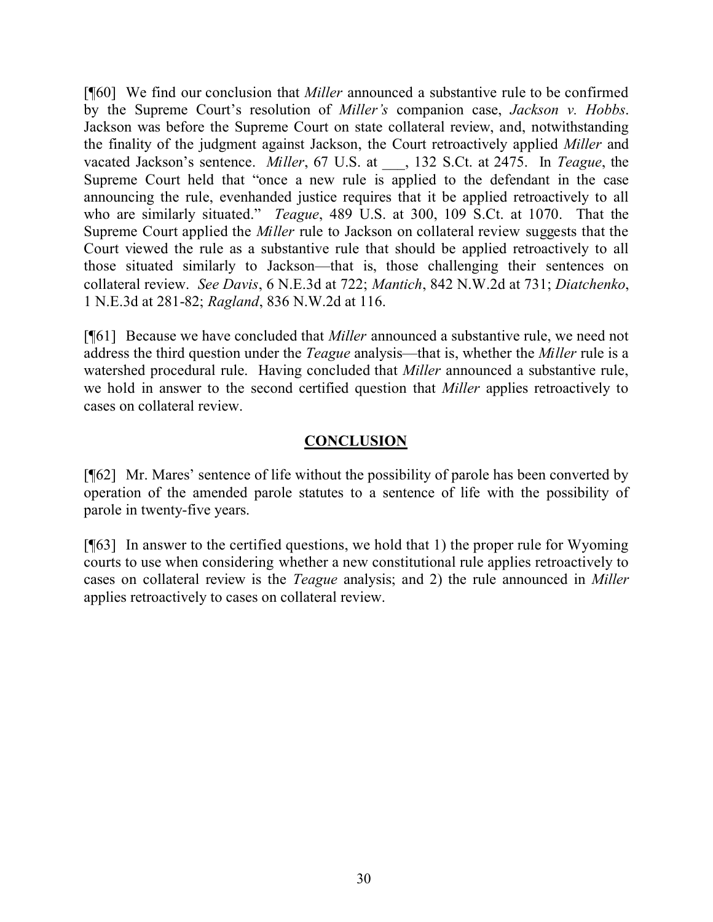[¶60] We find our conclusion that *Miller* announced a substantive rule to be confirmed by the Supreme Court's resolution of *Miller's* companion case, *Jackson v. Hobbs*. Jackson was before the Supreme Court on state collateral review, and, notwithstanding the finality of the judgment against Jackson, the Court retroactively applied *Miller* and vacated Jackson's sentence. *Miller*, 67 U.S. at ___, 132 S.Ct. at 2475. In *Teague*, the Supreme Court held that "once a new rule is applied to the defendant in the case announcing the rule, evenhanded justice requires that it be applied retroactively to all who are similarly situated." *Teague*, 489 U.S. at 300, 109 S.Ct. at 1070. That the Supreme Court applied the *Miller* rule to Jackson on collateral review suggests that the Court viewed the rule as a substantive rule that should be applied retroactively to all those situated similarly to Jackson—that is, those challenging their sentences on collateral review. *See Davis*, 6 N.E.3d at 722; *Mantich*, 842 N.W.2d at 731; *Diatchenko*, 1 N.E.3d at 281-82; *Ragland*, 836 N.W.2d at 116.

[¶61] Because we have concluded that *Miller* announced a substantive rule, we need not address the third question under the *Teague* analysis—that is, whether the *Miller* rule is a watershed procedural rule. Having concluded that *Miller* announced a substantive rule, we hold in answer to the second certified question that *Miller* applies retroactively to cases on collateral review.

## CONCLUSION

[¶62] Mr. Mares' sentence of life without the possibility of parole has been converted by operation of the amended parole statutes to a sentence of life with the possibility of parole in twenty-five years.

[¶63] In answer to the certified questions, we hold that 1) the proper rule for Wyoming courts to use when considering whether a new constitutional rule applies retroactively to cases on collateral review is the *Teague* analysis; and 2) the rule announced in *Miller* applies retroactively to cases on collateral review.